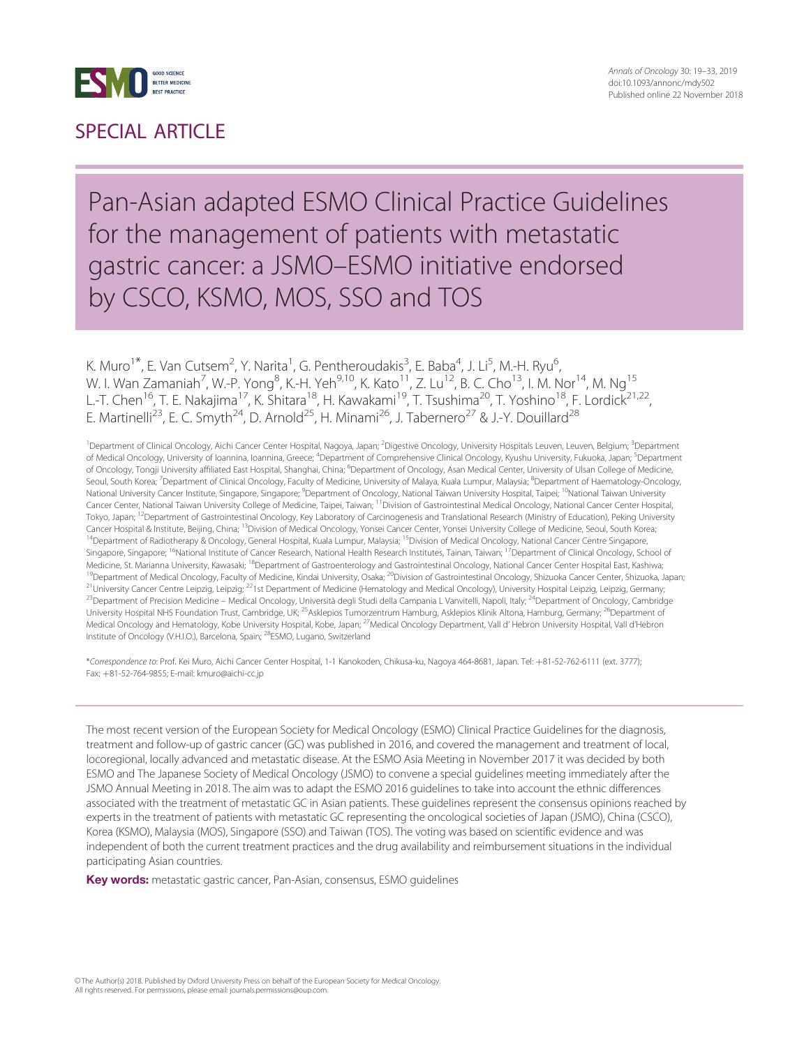SPECIAL ARTICLE

# Pan-Asian adapted ESMO Clinical Practice Guidelines for the management of patients with metastatic gastric cancer: a JSMO–ESMO initiative endorsed by CSCO, KSMO, MOS, SSO and TOS

K. Muro[1*], E. Van Cutsem[2], Y. Narita[1], G. Pentheroudakis[3], E. Baba[4], J. Li[5], M.-H. Ryu[6], W. I. Wan Zamaniah[7], W.-P. Yong[8], K.-H. Yeh[9,10], K. Kato[11], Z. Lu[12], B. C. Cho[13], I. M. Nor[14], M. Ng[15] L.-T. Chen[16], T. E. Nakajima[17], K. Shitara[18], H. Kawakami[19], T. Tsushima[20], T. Yoshino[18], F. Lordick[21,22], E. Martinelli[23], E. C. Smyth[24], D. Arnold[25], H. Minami[26], J. Tabernero[27] & J.-Y. Douillard[28]

[1]Department of Clinical Oncology, Aichi Cancer Center Hospital, Nagoya, Japan; [2]Digestive Oncology, University Hospitals Leuven, Leuven, Belgium; [3]Department of Medical Oncology, University of Ioannina, Ioannina, Greece; [4]Department of Comprehensive Clinical Oncology, Kyushu University, Fukuoka, Japan; [5]Department of Oncology, Tongji University affiliated East Hospital, Shanghai, China; [6]Department of Oncology, Asan Medical Center, University of Ulsan College of Medicine, Seoul, South Korea; [7]Department of Clinical Oncology, Faculty of Medicine, University of Malaya, Kuala Lumpur, Malaysia; [8]Department of Haematology-Oncology, National University Cancer Institute, Singapore, Singapore; [9]Department of Oncology, National Taiwan University Hospital, Taipei; [10]National Taiwan University Cancer Center, National Taiwan University College of Medicine, Taipei, Taiwan; [11]Division of Gastrointestinal Medical Oncology, National Cancer Center Hospital, Tokyo, Japan; [12]Department of Gastrointestinal Oncology, Key Laboratory of Carcinogenesis and Translational Research (Ministry of Education), Peking University Cancer Hospital & Institute, Beijing, China; [13]Division of Medical Oncology, Yonsei Cancer Center, Yonsei University College of Medicine, Seoul, South Korea; [14]Department of Radiotherapy & Oncology, General Hospital, Kuala Lumpur, Malaysia; [15]Division of Medical Oncology, National Cancer Centre Singapore, Singapore, Singapore; [16]National Institute of Cancer Research, National Health Research Institutes, Tainan, Taiwan; [17]Department of Clinical Oncology, School of Medicine, St. Marianna University, Kawasaki; [18]Department of Gastroenterology and Gastrointestinal Oncology, National Cancer Center Hospital East, Kashiwa; [19]Department of Medical Oncology, Faculty of Medicine, Kindai University, Osaka; [20]Division of Gastrointestinal Oncology, Shizuoka Cancer Center, Shizuoka, Japan; [21]University Cancer Centre Leipzig, Leipzig; [22]1st Department of Medicine (Hematology and Medical Oncology), University Hospital Leipzig, Leipzig, Germany; [23]Department of Precision Medicine – Medical Oncology, Università degli Studi della Campania L Vanvitelli, Napoli, Italy; [24]Department of Oncology, Cambridge University Hospital NHS Foundation Trust, Cambridge, UK; [25]Asklepios Tumorzentrum Hamburg, Asklepios Klinik Altona, Hamburg, Germany; [26]Department of Medical Oncology and Hematology, Kobe University Hospital, Kobe, Japan; [27]Medical Oncology Department, Vall d' Hebron University Hospital, Vall d'Hebron Institute of Oncology (V.H.I.O.), Barcelona, Spain; [28]ESMO, Lugano, Switzerland

*Correspondence to: Prof. Kei Muro, Aichi Cancer Center Hospital, 1-1 Kanokoden, Chikusa-ku, Nagoya 464-8681, Japan. Tel: +81-52-762-6111 (ext. 3777); Fax: +81-52-764-9855; E-mail: kmuro@aichi-cc.jp

The most recent version of the European Society for Medical Oncology (ESMO) Clinical Practice Guidelines for the diagnosis, treatment and follow-up of gastric cancer (GC) was published in 2016, and covered the management and treatment of local, locoregional, locally advanced and metastatic disease. At the ESMO Asia Meeting in November 2017 it was decided by both ESMO and The Japanese Society of Medical Oncology (JSMO) to convene a special guidelines meeting immediately after the JSMO Annual Meeting in 2018. The aim was to adapt the ESMO 2016 guidelines to take into account the ethnic differences associated with the treatment of metastatic GC in Asian patients. These guidelines represent the consensus opinions reached by experts in the treatment of patients with metastatic GC representing the oncological societies of Japan (JSMO), China (CSCO), Korea (KSMO), Malaysia (MOS), Singapore (SSO) and Taiwan (TOS). The voting was based on scientific evidence and was independent of both the current treatment practices and the drug availability and reimbursement situations in the individual participating Asian countries.

**Key words:** metastatic gastric cancer, Pan-Asian, consensus, ESMO guidelines

© The Author(s) 2018. Published by Oxford University Press on behalf of the European Society for Medical Oncology. All rights reserved. For permissions, please email: journals.permissions@oup.com.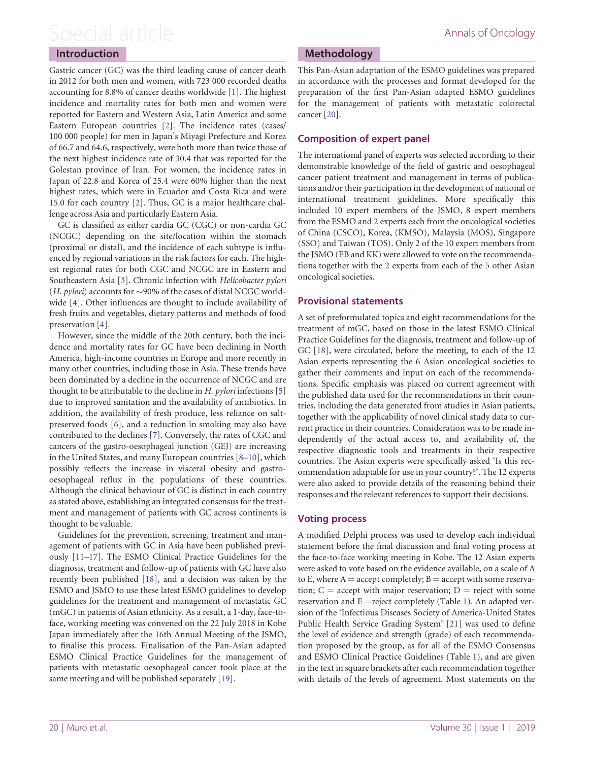## Introduction

Gastric cancer (GC) was the third leading cause of cancer death in 2012 for both men and women, with 723 000 recorded deaths accounting for 8.8% of cancer deaths worldwide [1]. The highest incidence and mortality rates for both men and women were reported for Eastern and Western Asia, Latin America and some Eastern European countries [2]. The incidence rates (cases/100 000 people) for men in Japan's Miyagi Prefecture and Korea of 66.7 and 64.6, respectively, were both more than twice those of the next highest incidence rate of 30.4 that was reported for the Golestan province of Iran. For women, the incidence rates in Japan of 22.8 and Korea of 25.4 were 60% higher than the next highest rates, which were in Ecuador and Costa Rica and were 15.0 for each country [2]. Thus, GC is a major healthcare challenge across Asia and particularly Eastern Asia.

GC is classified as either cardia GC (CGC) or non-cardia GC (NCGC) depending on the site/location within the stomach (proximal or distal), and the incidence of each subtype is influenced by regional variations in the risk factors for each. The highest regional rates for both CGC and NCGC are in Eastern and Southeastern Asia [3]. Chronic infection with *Helicobacter pylori* (*H. pylori*) accounts for ~90% of the cases of distal NCGC worldwide [4]. Other influences are thought to include availability of fresh fruits and vegetables, dietary patterns and methods of food preservation [4].

However, since the middle of the 20th century, both the incidence and mortality rates for GC have been declining in North America, high-income countries in Europe and more recently in many other countries, including those in Asia. These trends have been dominated by a decline in the occurrence of NCGC and are thought to be attributable to the decline in *H. pylori* infections [5] due to improved sanitation and the availability of antibiotics. In addition, the availability of fresh produce, less reliance on salt-preserved foods [6], and a reduction in smoking may also have contributed to the declines [7]. Conversely, the rates of CGC and cancers of the gastro-oesophageal junction (GEJ) are increasing in the United States, and many European countries [8–10], which possibly reflects the increase in visceral obesity and gastro-oesophageal reflux in the populations of these countries. Although the clinical behaviour of GC is distinct in each country as stated above, establishing an integrated consensus for the treatment and management of patients with GC across continents is thought to be valuable.

Guidelines for the prevention, screening, treatment and management of patients with GC in Asia have been published previously [11–17]. The ESMO Clinical Practice Guidelines for the diagnosis, treatment and follow-up of patients with GC have also recently been published [18], and a decision was taken by the ESMO and JSMO to use these latest ESMO guidelines to develop guidelines for the treatment and management of metastatic GC (mGC) in patients of Asian ethnicity. As a result, a 1-day, face-to-face, working meeting was convened on the 22 July 2018 in Kobe Japan immediately after the 16th Annual Meeting of the JSMO, to finalise this process. Finalisation of the Pan-Asian adapted ESMO Clinical Practice Guidelines for the management of patients with metastatic oesophageal cancer took place at the same meeting and will be published separately [19].

## Methodology

This Pan-Asian adaptation of the ESMO guidelines was prepared in accordance with the processes and format developed for the preparation of the first Pan-Asian adapted ESMO guidelines for the management of patients with metastatic colorectal cancer [20].

### Composition of expert panel

The international panel of experts was selected according to their demonstrable knowledge of the field of gastric and oesophageal cancer patient treatment and management in terms of publications and/or their participation in the development of national or international treatment guidelines. More specifically this included 10 expert members of the JSMO, 8 expert members from the ESMO and 2 experts each from the oncological societies of China (CSCO), Korea, (KMSO), Malaysia (MOS), Singapore (SSO) and Taiwan (TOS). Only 2 of the 10 expert members from the JSMO (EB and KK) were allowed to vote on the recommendations together with the 2 experts from each of the 5 other Asian oncological societies.

### Provisional statements

A set of preformulated topics and eight recommendations for the treatment of mGC, based on those in the latest ESMO Clinical Practice Guidelines for the diagnosis, treatment and follow-up of GC [18], were circulated, before the meeting, to each of the 12 Asian experts representing the 6 Asian oncological societies to gather their comments and input on each of the recommendations. Specific emphasis was placed on current agreement with the published data used for the recommendations in their countries, including the data generated from studies in Asian patients, together with the applicability of novel clinical study data to current practice in their countries. Consideration was to be made independently of the actual access to, and availability of, the respective diagnostic tools and treatments in their respective countries. The Asian experts were specifically asked 'Is this recommendation adaptable for use in your country?'. The 12 experts were also asked to provide details of the reasoning behind their responses and the relevant references to support their decisions.

### Voting process

A modified Delphi process was used to develop each individual statement before the final discussion and final voting process at the face-to-face working meeting in Kobe. The 12 Asian experts were asked to vote based on the evidence available, on a scale of A to E, where A = accept completely; B = accept with some reservation; C = accept with major reservation; D = reject with some reservation and E = reject completely (Table 1). An adapted version of the 'Infectious Diseases Society of America-United States Public Health Service Grading System' [21] was used to define the level of evidence and strength (grade) of each recommendation proposed by the group, as for all of the ESMO Consensus and ESMO Clinical Practice Guidelines (Table 1), and are given in the text in square brackets after each recommendation together with details of the levels of agreement. Most statements on the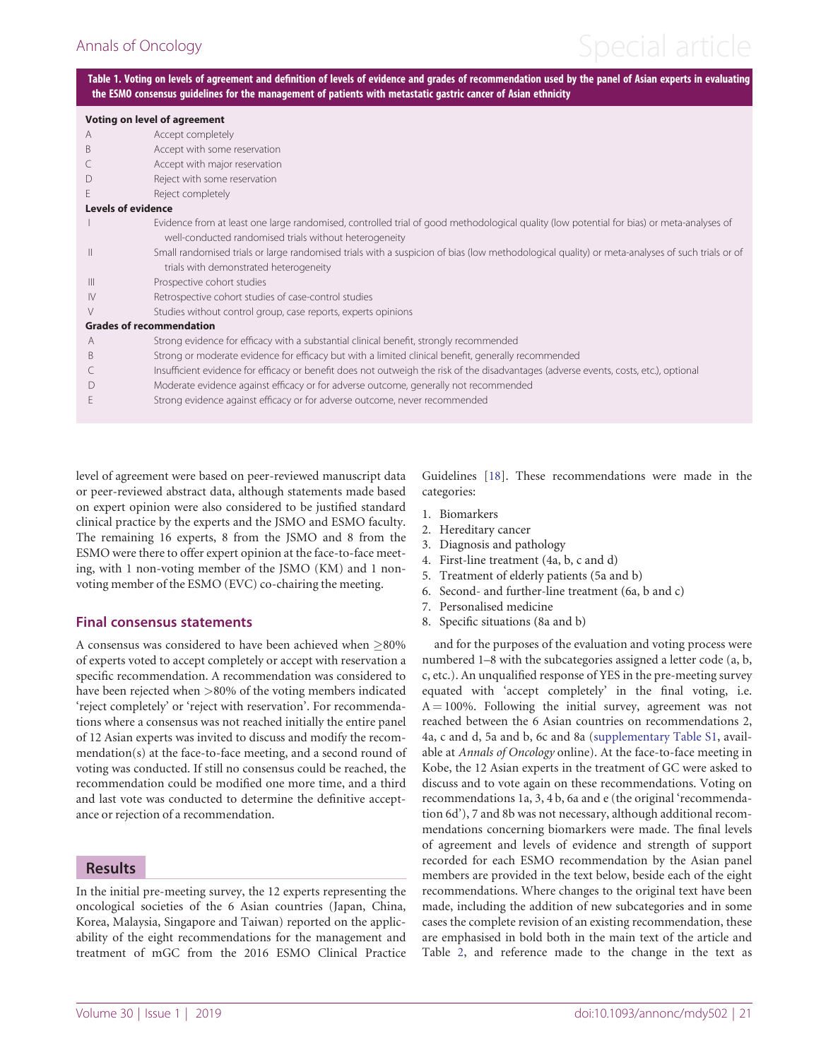**Table 1. Voting on levels of agreement and definition of levels of evidence and grades of recommendation used by the panel of Asian experts in evaluating the ESMO consensus guidelines for the management of patients with metastatic gastric cancer of Asian ethnicity**

| | |
|---|---|
| **Voting on level of agreement** | |
| A | Accept completely |
| B | Accept with some reservation |
| C | Accept with major reservation |
| D | Reject with some reservation |
| E | Reject completely |
| **Levels of evidence** | |
| I | Evidence from at least one large randomised, controlled trial of good methodological quality (low potential for bias) or meta-analyses of well-conducted randomised trials without heterogeneity |
| II | Small randomised trials or large randomised trials with a suspicion of bias (low methodological quality) or meta-analyses of such trials or of trials with demonstrated heterogeneity |
| III | Prospective cohort studies |
| IV | Retrospective cohort studies of case-control studies |
| V | Studies without control group, case reports, experts opinions |
| **Grades of recommendation** | |
| A | Strong evidence for efficacy with a substantial clinical benefit, strongly recommended |
| B | Strong or moderate evidence for efficacy but with a limited clinical benefit, generally recommended |
| C | Insufficient evidence for efficacy or benefit does not outweigh the risk of the disadvantages (adverse events, costs, etc.), optional |
| D | Moderate evidence against efficacy or for adverse outcome, generally not recommended |
| E | Strong evidence against efficacy or for adverse outcome, never recommended |

level of agreement were based on peer-reviewed manuscript data or peer-reviewed abstract data, although statements made based on expert opinion were also considered to be justified standard clinical practice by the experts and the JSMO and ESMO faculty. The remaining 16 experts, 8 from the JSMO and 8 from the ESMO were there to offer expert opinion at the face-to-face meeting, with 1 non-voting member of the JSMO (KM) and 1 non-voting member of the ESMO (EVC) co-chairing the meeting.

### Final consensus statements

A consensus was considered to have been achieved when ≥80% of experts voted to accept completely or accept with reservation a specific recommendation. A recommendation was considered to have been rejected when >80% of the voting members indicated 'reject completely' or 'reject with reservation'. For recommendations where a consensus was not reached initially the entire panel of 12 Asian experts was invited to discuss and modify the recommendation(s) at the face-to-face meeting, and a second round of voting was conducted. If still no consensus could be reached, the recommendation could be modified one more time, and a third and last vote was conducted to determine the definitive acceptance or rejection of a recommendation.

## Results

In the initial pre-meeting survey, the 12 experts representing the oncological societies of the 6 Asian countries (Japan, China, Korea, Malaysia, Singapore and Taiwan) reported on the applicability of the eight recommendations for the management and treatment of mGC from the 2016 ESMO Clinical Practice Guidelines [18]. These recommendations were made in the categories:

1. Biomarkers
2. Hereditary cancer
3. Diagnosis and pathology
4. First-line treatment (4a, b, c and d)
5. Treatment of elderly patients (5a and b)
6. Second- and further-line treatment (6a, b and c)
7. Personalised medicine
8. Specific situations (8a and b)

and for the purposes of the evaluation and voting process were numbered 1–8 with the subcategories assigned a letter code (a, b, c, etc.). An unqualified response of YES in the pre-meeting survey equated with 'accept completely' in the final voting, i.e. A = 100%. Following the initial survey, agreement was not reached between the 6 Asian countries on recommendations 2, 4a, c and d, 5a and b, 6c and 8a (supplementary Table S1, available at *Annals of Oncology* online). At the face-to-face meeting in Kobe, the 12 Asian experts in the treatment of GC were asked to discuss and to vote again on these recommendations. Voting on recommendations 1a, 3, 4 b, 6a and e (the original 'recommendation 6d'), 7 and 8b was not necessary, although additional recommendations concerning biomarkers were made. The final levels of agreement and levels of evidence and strength of support recorded for each ESMO recommendation by the Asian panel members are provided in the text below, beside each of the eight recommendations. Where changes to the original text have been made, including the addition of new subcategories and in some cases the complete revision of an existing recommendation, these are emphasised in bold both in the main text of the article and Table 2, and reference made to the change in the text as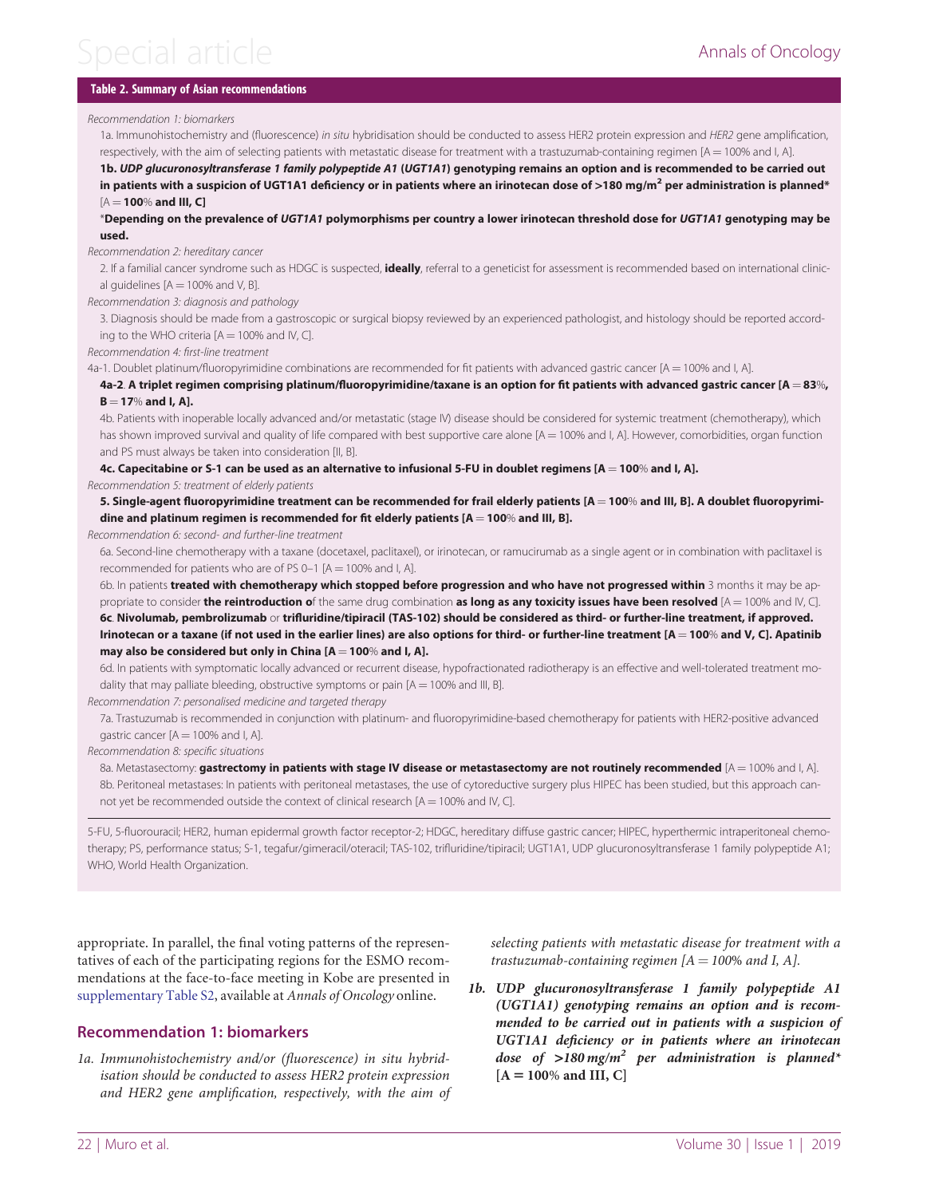**Table 2. Summary of Asian recommendations**

*Recommendation 1: biomarkers*

1a. Immunohistochemistry and (fluorescence) *in situ* hybridisation should be conducted to assess HER2 protein expression and *HER2* gene amplification, respectively, with the aim of selecting patients with metastatic disease for treatment with a trastuzumab-containing regimen [A = 100% and I, A].

**1b. *UDP glucuronosyltransferase 1 family polypeptide A1* (*UGT1A1*) genotyping remains an option and is recommended to be carried out in patients with a suspicion of UGT1A1 deficiency or in patients where an irinotecan dose of >180 mg/m$^2$ per administration is planned*** [A = **100**% **and III, C]**

***Depending on the prevalence of *UGT1A1* polymorphisms per country a lower irinotecan threshold dose for *UGT1A1* genotyping may be used.**

*Recommendation 2: hereditary cancer*

2. If a familial cancer syndrome such as HDGC is suspected, **ideally**, referral to a geneticist for assessment is recommended based on international clinical guidelines [A = 100% and V, B].

*Recommendation 3: diagnosis and pathology*

3. Diagnosis should be made from a gastroscopic or surgical biopsy reviewed by an experienced pathologist, and histology should be reported according to the WHO criteria [A = 100% and IV, C].

*Recommendation 4: first-line treatment*

4a-1. Doublet platinum/fluoropyrimidine combinations are recommended for fit patients with advanced gastric cancer [A = 100% and I, A].

**4a-2**. **A triplet regimen comprising platinum/fluoropyrimidine/taxane is an option for fit patients with advanced gastric cancer [A = 83**%**, B = 17**% **and I, A].**

4b. Patients with inoperable locally advanced and/or metastatic (stage IV) disease should be considered for systemic treatment (chemotherapy), which has shown improved survival and quality of life compared with best supportive care alone [A = 100% and I, A]. However, comorbidities, organ function and PS must always be taken into consideration [II, B].

**4c. Capecitabine or S-1 can be used as an alternative to infusional 5-FU in doublet regimens [A = 100**% **and I, A].**

*Recommendation 5: treatment of elderly patients*

**5. Single-agent fluoropyrimidine treatment can be recommended for frail elderly patients [A = 100**% **and III, B]. A doublet fluoropyrimidine and platinum regimen is recommended for fit elderly patients [A = 100**% **and III, B].**

*Recommendation 6: second- and further-line treatment*

6a. Second-line chemotherapy with a taxane (docetaxel, paclitaxel), or irinotecan, or ramucirumab as a single agent or in combination with paclitaxel is recommended for patients who are of PS 0–1 [A = 100% and I, A].

6b. In patients **treated with chemotherapy which stopped before progression and who have not progressed within** 3 months it may be appropriate to consider **the reintroduction o**f the same drug combination **as long as any toxicity issues have been resolved** [A = 100% and IV, C].

**6c**. **Nivolumab, pembrolizumab** or **trifluridine/tipiracil (TAS-102) should be considered as third- or further-line treatment, if approved. Irinotecan or a taxane (if not used in the earlier lines) are also options for third- or further-line treatment [A = 100**% **and V, C]. Apatinib may also be considered but only in China [A = 100**% **and I, A].**

6d. In patients with symptomatic locally advanced or recurrent disease, hypofractionated radiotherapy is an effective and well-tolerated treatment modality that may palliate bleeding, obstructive symptoms or pain [A = 100% and III, B].

*Recommendation 7: personalised medicine and targeted therapy*

7a. Trastuzumab is recommended in conjunction with platinum- and fluoropyrimidine-based chemotherapy for patients with HER2-positive advanced gastric cancer [A = 100% and I, A].

*Recommendation 8: specific situations*

8a. Metastasectomy: **gastrectomy in patients with stage IV disease or metastasectomy are not routinely recommended** [A = 100% and I, A].

8b. Peritoneal metastases: In patients with peritoneal metastases, the use of cytoreductive surgery plus HIPEC has been studied, but this approach cannot yet be recommended outside the context of clinical research [A = 100% and IV, C].

5-FU, 5-fluorouracil; HER2, human epidermal growth factor receptor-2; HDGC, hereditary diffuse gastric cancer; HIPEC, hyperthermic intraperitoneal chemotherapy; PS, performance status; S-1, tegafur/gimeracil/oteracil; TAS-102, trifluridine/tipiracil; UGT1A1, UDP glucuronosyltransferase 1 family polypeptide A1; WHO, World Health Organization.

appropriate. In parallel, the final voting patterns of the representatives of each of the participating regions for the ESMO recommendations at the face-to-face meeting in Kobe are presented in supplementary Table S2, available at *Annals of Oncology* online.

## Recommendation 1: biomarkers

*1a. Immunohistochemistry and/or (fluorescence) in situ hybridisation should be conducted to assess HER2 protein expression and HER2 gene amplification, respectively, with the aim of selecting patients with metastatic disease for treatment with a trastuzumab-containing regimen [A = 100% and I, A].*

***1b. UDP glucuronosyltransferase 1 family polypeptide A1 (UGT1A1) genotyping remains an option and is recommended to be carried out in patients with a suspicion of UGT1A1 deficiency or in patients where an irinotecan dose of >180 mg/m$^2$ per administration is planned*** **[A = 100% and III, C]**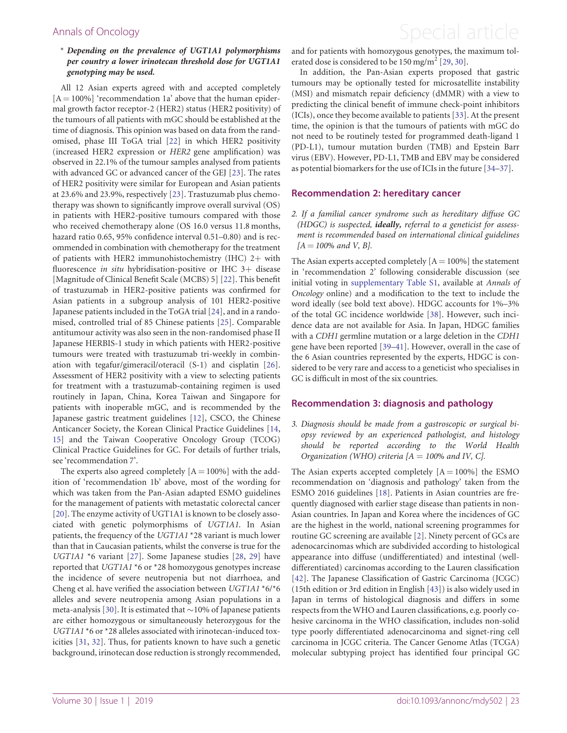*** Depending on the prevalence of UGT1A1 polymorphisms per country a lower irinotecan threshold dose for UGT1A1 genotyping may be used.**

All 12 Asian experts agreed with and accepted completely [A = 100%] 'recommendation 1a' above that the human epidermal growth factor receptor-2 (HER2) status (HER2 positivity) of the tumours of all patients with mGC should be established at the time of diagnosis. This opinion was based on data from the randomised, phase III ToGA trial [22] in which HER2 positivity (increased HER2 expression or *HER2* gene amplification) was observed in 22.1% of the tumour samples analysed from patients with advanced GC or advanced cancer of the GEJ [23]. The rates of HER2 positivity were similar for European and Asian patients at 23.6% and 23.9%, respectively [23]. Trastuzumab plus chemotherapy was shown to significantly improve overall survival (OS) in patients with HER2-positive tumours compared with those who received chemotherapy alone (OS 16.0 versus 11.8 months, hazard ratio 0.65, 95% confidence interval 0.51–0.80) and is recommended in combination with chemotherapy for the treatment of patients with HER2 immunohistochemistry (IHC) 2+ with fluorescence *in situ* hybridisation-positive or IHC 3+ disease [Magnitude of Clinical Benefit Scale (MCBS) 5] [22]. This benefit of trastuzumab in HER2-positive patients was confirmed for Asian patients in a subgroup analysis of 101 HER2-positive Japanese patients included in the ToGA trial [24], and in a randomised, controlled trial of 85 Chinese patients [25]. Comparable antitumour activity was also seen in the non-randomised phase II Japanese HERBIS-1 study in which patients with HER2-positive tumours were treated with trastuzumab tri-weekly in combination with tegafur/gimeracil/oteracil (S-1) and cisplatin [26]. Assessment of HER2 positivity with a view to selecting patients for treatment with a trastuzumab-containing regimen is used routinely in Japan, China, Korea Taiwan and Singapore for patients with inoperable mGC, and is recommended by the Japanese gastric treatment guidelines [12], CSCO, the Chinese Anticancer Society, the Korean Clinical Practice Guidelines [14, 15] and the Taiwan Cooperative Oncology Group (TCOG) Clinical Practice Guidelines for GC. For details of further trials, see 'recommendation 7'.

The experts also agreed completely [A = 100%] with the addition of 'recommendation 1b' above, most of the wording for which was taken from the Pan-Asian adapted ESMO guidelines for the management of patients with metastatic colorectal cancer [20]. The enzyme activity of UGT1A1 is known to be closely associated with genetic polymorphisms of *UGT1A1*. In Asian patients, the frequency of the *UGT1A1* *28 variant is much lower than that in Caucasian patients, whilst the converse is true for the *UGT1A1* *6 variant [27]. Some Japanese studies [28, 29] have reported that *UGT1A1* *6 or *28 homozygous genotypes increase the incidence of severe neutropenia but not diarrhoea, and Cheng et al. have verified the association between *UGT1A1* *6/*6 alleles and severe neutropenia among Asian populations in a meta-analysis [30]. It is estimated that ~10% of Japanese patients are either homozygous or simultaneously heterozygous for the *UGT1A1* *6 or *28 alleles associated with irinotecan-induced toxicities [31, 32]. Thus, for patients known to have such a genetic background, irinotecan dose reduction is strongly recommended, and for patients with homozygous genotypes, the maximum tolerated dose is considered to be 150 mg/m$^2$ [29, 30].

In addition, the Pan-Asian experts proposed that gastric tumours may be optionally tested for microsatellite instability (MSI) and mismatch repair deficiency (dMMR) with a view to predicting the clinical benefit of immune check-point inhibitors (ICIs), once they become available to patients [33]. At the present time, the opinion is that the tumours of patients with mGC do not need to be routinely tested for programmed death-ligand 1 (PD-L1), tumour mutation burden (TMB) and Epstein Barr virus (EBV). However, PD-L1, TMB and EBV may be considered as potential biomarkers for the use of ICIs in the future [34–37].

## Recommendation 2: hereditary cancer

*2. If a familial cancer syndrome such as hereditary diffuse GC (HDGC) is suspected,* ***ideally,*** *referral to a geneticist for assessment is recommended based on international clinical guidelines [A = 100% and V, B].*

The Asian experts accepted completely [A = 100%] the statement in 'recommendation 2' following considerable discussion (see initial voting in supplementary Table S1, available at *Annals of Oncology* online) and a modification to the text to include the word ideally (see bold text above). HDGC accounts for 1%–3% of the total GC incidence worldwide [38]. However, such incidence data are not available for Asia. In Japan, HDGC families with a *CDH1* germline mutation or a large deletion in the *CDH1* gene have been reported [39–41]. However, overall in the case of the 6 Asian countries represented by the experts, HDGC is considered to be very rare and access to a geneticist who specialises in GC is difficult in most of the six countries.

## Recommendation 3: diagnosis and pathology

*3. Diagnosis should be made from a gastroscopic or surgical biopsy reviewed by an experienced pathologist, and histology should be reported according to the World Health Organization (WHO) criteria [A = 100% and IV, C].*

The Asian experts accepted completely [A = 100%] the ESMO recommendation on 'diagnosis and pathology' taken from the ESMO 2016 guidelines [18]. Patients in Asian countries are frequently diagnosed with earlier stage disease than patients in non-Asian countries. In Japan and Korea where the incidences of GC are the highest in the world, national screening programmes for routine GC screening are available [2]. Ninety percent of GCs are adenocarcinomas which are subdivided according to histological appearance into diffuse (undifferentiated) and intestinal (well-differentiated) carcinomas according to the Lauren classification [42]. The Japanese Classification of Gastric Carcinoma (JCGC) (15th edition or 3rd edition in English [43]) is also widely used in Japan in terms of histological diagnosis and differs in some respects from the WHO and Lauren classifications, e.g. poorly cohesive carcinoma in the WHO classification, includes non-solid type poorly differentiated adenocarcinoma and signet-ring cell carcinoma in JCGC criteria. The Cancer Genome Atlas (TCGA) molecular subtyping project has identified four principal GC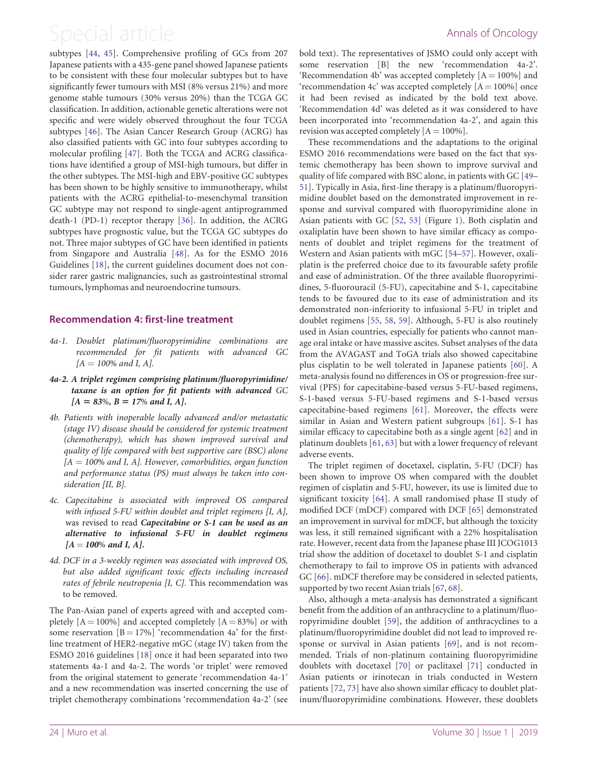subtypes [44, 45]. Comprehensive profiling of GCs from 207 Japanese patients with a 435-gene panel showed Japanese patients to be consistent with these four molecular subtypes but to have significantly fewer tumours with MSI (8% versus 21%) and more genome stable tumours (30% versus 20%) than the TCGA GC classification. In addition, actionable genetic alterations were not specific and were widely observed throughout the four TCGA subtypes [46]. The Asian Cancer Research Group (ACRG) has also classified patients with GC into four subtypes according to molecular profiling [47]. Both the TCGA and ACRG classifications have identified a group of MSI-high tumours, but differ in the other subtypes. The MSI-high and EBV-positive GC subtypes has been shown to be highly sensitive to immunotherapy, whilst patients with the ACRG epithelial-to-mesenchymal transition GC subtype may not respond to single-agent antiprogrammed death-1 (PD-1) receptor therapy [36]. In addition, the ACRG subtypes have prognostic value, but the TCGA GC subtypes do not. Three major subtypes of GC have been identified in patients from Singapore and Australia [48]. As for the ESMO 2016 Guidelines [18], the current guidelines document does not consider rarer gastric malignancies, such as gastrointestinal stromal tumours, lymphomas and neuroendocrine tumours.

## Recommendation 4: first-line treatment

*4a-1. Doublet platinum/fluoropyrimidine combinations are recommended for fit patients with advanced GC [A = 100% and I, A].*

***4a-2. A triplet regimen comprising platinum/fluoropyrimidine/taxane is an option for fit patients with advanced GC [A = 83%, B = 17% and I, A].***

*4b. Patients with inoperable locally advanced and/or metastatic (stage IV) disease should be considered for systemic treatment (chemotherapy), which has shown improved survival and quality of life compared with best supportive care (BSC) alone [A = 100% and I, A]. However, comorbidities, organ function and performance status (PS) must always be taken into consideration [II, B].*

*4c. Capecitabine is associated with improved OS compared with infused 5-FU within doublet and triplet regimens [I, A],* was revised to read ***Capecitabine or S-1 can be used as an alternative to infusional 5-FU in doublet regimens [A = 100% and I, A].***

*4d. DCF in a 3-weekly regimen was associated with improved OS, but also added significant toxic effects including increased rates of febrile neutropenia [I, C].* This recommendation was to be removed.

The Pan-Asian panel of experts agreed with and accepted completely [A = 100%] and accepted completely [A = 83%] or with some reservation [B = 17%] 'recommendation 4a' for the first-line treatment of HER2-negative mGC (stage IV) taken from the ESMO 2016 guidelines [18] once it had been separated into two statements 4a-1 and 4a-2. The words 'or triplet' were removed from the original statement to generate 'recommendation 4a-1' and a new recommendation was inserted concerning the use of triplet chemotherapy combinations 'recommendation 4a-2' (see bold text). The representatives of JSMO could only accept with some reservation [B] the new 'recommendation 4a-2'. 'Recommendation 4b' was accepted completely [A = 100%] and 'recommendation 4c' was accepted completely [A = 100%] once it had been revised as indicated by the bold text above. 'Recommendation 4d' was deleted as it was considered to have been incorporated into 'recommendation 4a-2', and again this revision was accepted completely [A = 100%].

These recommendations and the adaptations to the original ESMO 2016 recommendations were based on the fact that systemic chemotherapy has been shown to improve survival and quality of life compared with BSC alone, in patients with GC [49–51]. Typically in Asia, first-line therapy is a platinum/fluoropyrimidine doublet based on the demonstrated improvement in response and survival compared with fluoropyrimidine alone in Asian patients with GC [52, 53] (Figure 1). Both cisplatin and oxaliplatin have been shown to have similar efficacy as components of doublet and triplet regimens for the treatment of Western and Asian patients with mGC [54–57]. However, oxaliplatin is the preferred choice due to its favourable safety profile and ease of administration. Of the three available fluoropyrimidines, 5-fluorouracil (5-FU), capecitabine and S-1, capecitabine tends to be favoured due to its ease of administration and its demonstrated non-inferiority to infusional 5-FU in triplet and doublet regimens [55, 58, 59]. Although, 5-FU is also routinely used in Asian countries, especially for patients who cannot manage oral intake or have massive ascites. Subset analyses of the data from the AVAGAST and ToGA trials also showed capecitabine plus cisplatin to be well tolerated in Japanese patients [60]. A meta-analysis found no differences in OS or progression-free survival (PFS) for capecitabine-based versus 5-FU-based regimens, S-1-based versus 5-FU-based regimens and S-1-based versus capecitabine-based regimens [61]. Moreover, the effects were similar in Asian and Western patient subgroups [61]. S-1 has similar efficacy to capecitabine both as a single agent [62] and in platinum doublets [61, 63] but with a lower frequency of relevant adverse events.

The triplet regimen of docetaxel, cisplatin, 5-FU (DCF) has been shown to improve OS when compared with the doublet regimen of cisplatin and 5-FU, however, its use is limited due to significant toxicity [64]. A small randomised phase II study of modified DCF (mDCF) compared with DCF [65] demonstrated an improvement in survival for mDCF, but although the toxicity was less, it still remained significant with a 22% hospitalisation rate. However, recent data from the Japanese phase III JCOG1013 trial show the addition of docetaxel to doublet S-1 and cisplatin chemotherapy to fail to improve OS in patients with advanced GC [66]. mDCF therefore may be considered in selected patients, supported by two recent Asian trials [67, 68].

Also, although a meta-analysis has demonstrated a significant benefit from the addition of an anthracycline to a platinum/fluoropyrimidine doublet [59], the addition of anthracyclines to a platinum/fluoropyrimidine doublet did not lead to improved response or survival in Asian patients [69], and is not recommended. Trials of non-platinum containing fluoropyrimidine doublets with docetaxel [70] or paclitaxel [71] conducted in Asian patients or irinotecan in trials conducted in Western patients [72, 73] have also shown similar efficacy to doublet platinum/fluoropyrimidine combinations. However, these doublets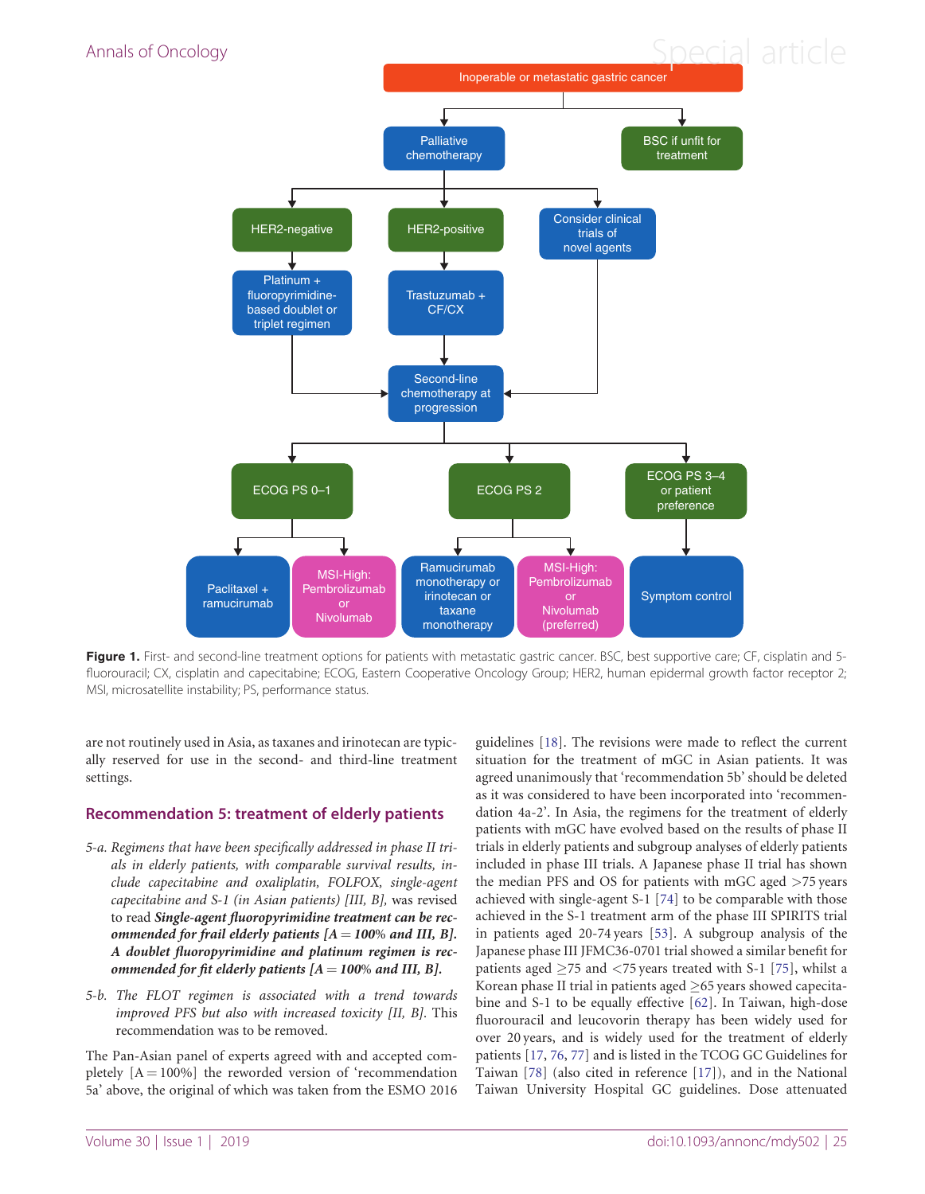**Figure 1.** First- and second-line treatment options for patients with metastatic gastric cancer. BSC, best supportive care; CF, cisplatin and 5-fluorouracil; CX, cisplatin and capecitabine; ECOG, Eastern Cooperative Oncology Group; HER2, human epidermal growth factor receptor 2; MSI, microsatellite instability; PS, performance status.

are not routinely used in Asia, as taxanes and irinotecan are typically reserved for use in the second- and third-line treatment settings.

## Recommendation 5: treatment of elderly patients

*5-a. Regimens that have been specifically addressed in phase II trials in elderly patients, with comparable survival results, include capecitabine and oxaliplatin, FOLFOX, single-agent capecitabine and S-1 (in Asian patients) [III, B],* was revised to read ***Single-agent fluoropyrimidine treatment can be recommended for frail elderly patients [A = 100% and III, B]. A doublet fluoropyrimidine and platinum regimen is recommended for fit elderly patients [A = 100% and III, B].***

*5-b. The FLOT regimen is associated with a trend towards improved PFS but also with increased toxicity [II, B].* This recommendation was to be removed.

The Pan-Asian panel of experts agreed with and accepted completely [A = 100%] the reworded version of 'recommendation 5a' above, the original of which was taken from the ESMO 2016 guidelines [18]. The revisions were made to reflect the current situation for the treatment of mGC in Asian patients. It was agreed unanimously that 'recommendation 5b' should be deleted as it was considered to have been incorporated into 'recommendation 4a-2'. In Asia, the regimens for the treatment of elderly patients with mGC have evolved based on the results of phase II trials in elderly patients and subgroup analyses of elderly patients included in phase III trials. A Japanese phase II trial has shown the median PFS and OS for patients with mGC aged >75 years achieved with single-agent S-1 [74] to be comparable with those achieved in the S-1 treatment arm of the phase III SPIRITS trial in patients aged 20-74 years [53]. A subgroup analysis of the Japanese phase III JFMC36-0701 trial showed a similar benefit for patients aged ≥75 and <75 years treated with S-1 [75], whilst a Korean phase II trial in patients aged ≥65 years showed capecitabine and S-1 to be equally effective [62]. In Taiwan, high-dose fluorouracil and leucovorin therapy has been widely used for over 20 years, and is widely used for the treatment of elderly patients [17, 76, 77] and is listed in the TCOG GC Guidelines for Taiwan [78] (also cited in reference [17]), and in the National Taiwan University Hospital GC guidelines. Dose attenuated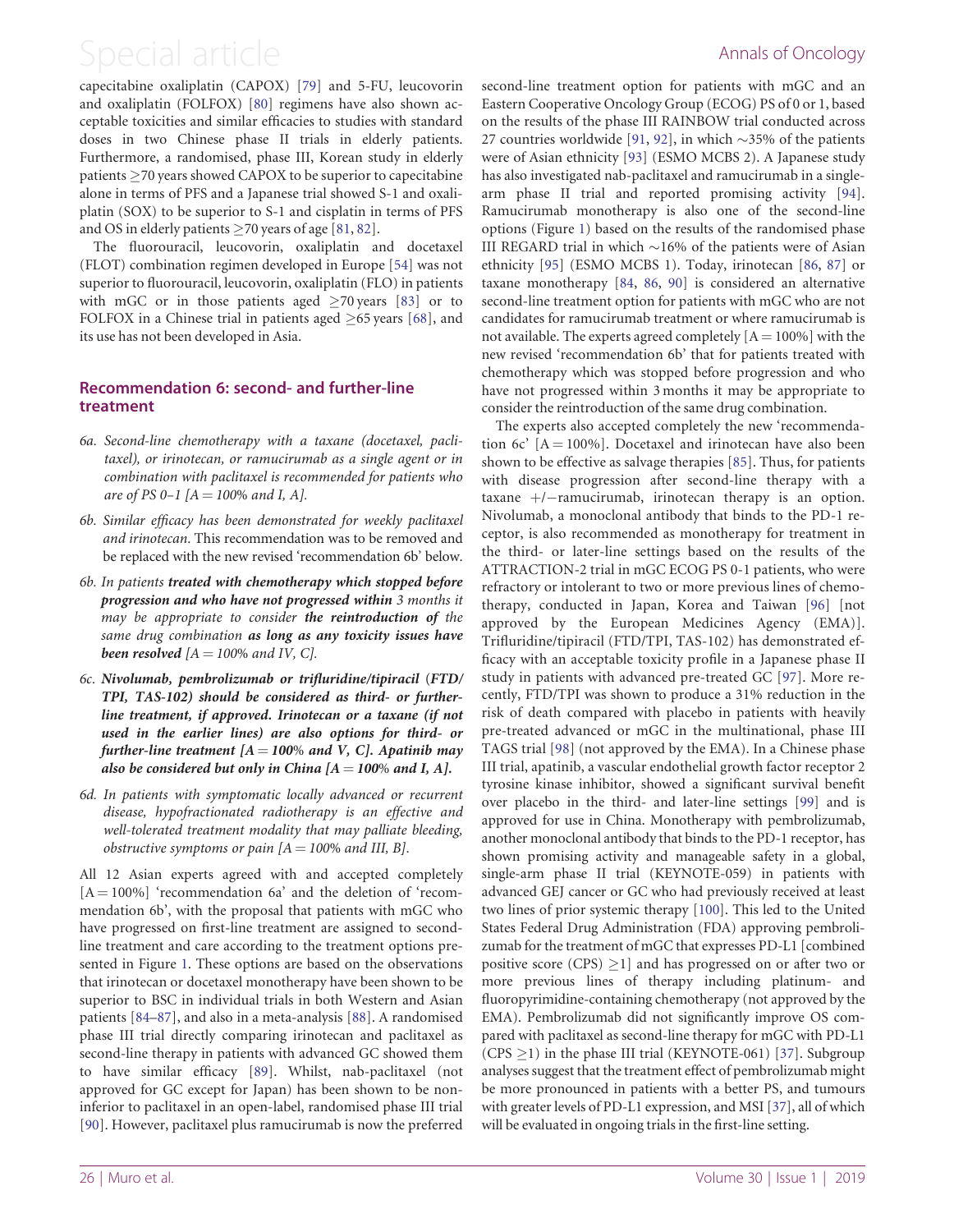capecitabine oxaliplatin (CAPOX) [79] and 5-FU, leucovorin and oxaliplatin (FOLFOX) [80] regimens have also shown acceptable toxicities and similar efficacies to studies with standard doses in two Chinese phase II trials in elderly patients. Furthermore, a randomised, phase III, Korean study in elderly patients ≥70 years showed CAPOX to be superior to capecitabine alone in terms of PFS and a Japanese trial showed S-1 and oxaliplatin (SOX) to be superior to S-1 and cisplatin in terms of PFS and OS in elderly patients ≥70 years of age [81, 82].

The fluorouracil, leucovorin, oxaliplatin and docetaxel (FLOT) combination regimen developed in Europe [54] was not superior to fluorouracil, leucovorin, oxaliplatin (FLO) in patients with mGC or in those patients aged ≥70 years [83] or to FOLFOX in a Chinese trial in patients aged ≥65 years [68], and its use has not been developed in Asia.

## Recommendation 6: second- and further-line treatment

- *6a. Second-line chemotherapy with a taxane (docetaxel, paclitaxel), or irinotecan, or ramucirumab as a single agent or in combination with paclitaxel is recommended for patients who are of PS 0–1 [A = 100% and I, A].*
- *6b. Similar efficacy has been demonstrated for weekly paclitaxel and irinotecan.* This recommendation was to be removed and be replaced with the new revised 'recommendation 6b' below.
- *6b. In patients **treated with chemotherapy which stopped before progression and who have not progressed within** 3 months it may be appropriate to consider **the reintroduction of** the same drug combination **as long as any toxicity issues have been resolved** [A = 100% and IV, C].*
- ***6c. Nivolumab, pembrolizumab or trifluridine/tipiracil (FTD/TPI, TAS-102) should be considered as third- or further-line treatment, if approved. Irinotecan or a taxane (if not used in the earlier lines) are also options for third- or further-line treatment [A = 100% and V, C]. Apatinib may also be considered but only in China [A = 100% and I, A].***
- *6d. In patients with symptomatic locally advanced or recurrent disease, hypofractionated radiotherapy is an effective and well-tolerated treatment modality that may palliate bleeding, obstructive symptoms or pain [A = 100% and III, B].*

All 12 Asian experts agreed with and accepted completely [A = 100%] 'recommendation 6a' and the deletion of 'recommendation 6b', with the proposal that patients with mGC who have progressed on first-line treatment are assigned to second-line treatment and care according to the treatment options presented in Figure 1. These options are based on the observations that irinotecan or docetaxel monotherapy have been shown to be superior to BSC in individual trials in both Western and Asian patients [84–87], and also in a meta-analysis [88]. A randomised phase III trial directly comparing irinotecan and paclitaxel as second-line therapy in patients with advanced GC showed them to have similar efficacy [89]. Whilst, nab-paclitaxel (not approved for GC except for Japan) has been shown to be non-inferior to paclitaxel in an open-label, randomised phase III trial [90]. However, paclitaxel plus ramucirumab is now the preferred second-line treatment option for patients with mGC and an Eastern Cooperative Oncology Group (ECOG) PS of 0 or 1, based on the results of the phase III RAINBOW trial conducted across 27 countries worldwide [91, 92], in which ∼35% of the patients were of Asian ethnicity [93] (ESMO MCBS 2). A Japanese study has also investigated nab-paclitaxel and ramucirumab in a single-arm phase II trial and reported promising activity [94]. Ramucirumab monotherapy is also one of the second-line options (Figure 1) based on the results of the randomised phase III REGARD trial in which ∼16% of the patients were of Asian ethnicity [95] (ESMO MCBS 1). Today, irinotecan [86, 87] or taxane monotherapy [84, 86, 90] is considered an alternative second-line treatment option for patients with mGC who are not candidates for ramucirumab treatment or where ramucirumab is not available. The experts agreed completely [A = 100%] with the new revised 'recommendation 6b' that for patients treated with chemotherapy which was stopped before progression and who have not progressed within 3 months it may be appropriate to consider the reintroduction of the same drug combination.

The experts also accepted completely the new 'recommendation 6c' [A = 100%]. Docetaxel and irinotecan have also been shown to be effective as salvage therapies [85]. Thus, for patients with disease progression after second-line therapy with a taxane +/−ramucirumab, irinotecan therapy is an option. Nivolumab, a monoclonal antibody that binds to the PD-1 receptor, is also recommended as monotherapy for treatment in the third- or later-line settings based on the results of the ATTRACTION-2 trial in mGC ECOG PS 0-1 patients, who were refractory or intolerant to two or more previous lines of chemotherapy, conducted in Japan, Korea and Taiwan [96] [not approved by the European Medicines Agency (EMA)]. Trifluridine/tipiracil (FTD/TPI, TAS-102) has demonstrated efficacy with an acceptable toxicity profile in a Japanese phase II study in patients with advanced pre-treated GC [97]. More recently, FTD/TPI was shown to produce a 31% reduction in the risk of death compared with placebo in patients with heavily pre-treated advanced or mGC in the multinational, phase III TAGS trial [98] (not approved by the EMA). In a Chinese phase III trial, apatinib, a vascular endothelial growth factor receptor 2 tyrosine kinase inhibitor, showed a significant survival benefit over placebo in the third- and later-line settings [99] and is approved for use in China. Monotherapy with pembrolizumab, another monoclonal antibody that binds to the PD-1 receptor, has shown promising activity and manageable safety in a global, single-arm phase II trial (KEYNOTE-059) in patients with advanced GEJ cancer or GC who had previously received at least two lines of prior systemic therapy [100]. This led to the United States Federal Drug Administration (FDA) approving pembrolizumab for the treatment of mGC that expresses PD-L1 [combined positive score (CPS) ≥1] and has progressed on or after two or more previous lines of therapy including platinum- and fluoropyrimidine-containing chemotherapy (not approved by the EMA). Pembrolizumab did not significantly improve OS compared with paclitaxel as second-line therapy for mGC with PD-L1 (CPS ≥1) in the phase III trial (KEYNOTE-061) [37]. Subgroup analyses suggest that the treatment effect of pembrolizumab might be more pronounced in patients with a better PS, and tumours with greater levels of PD-L1 expression, and MSI [37], all of which will be evaluated in ongoing trials in the first-line setting.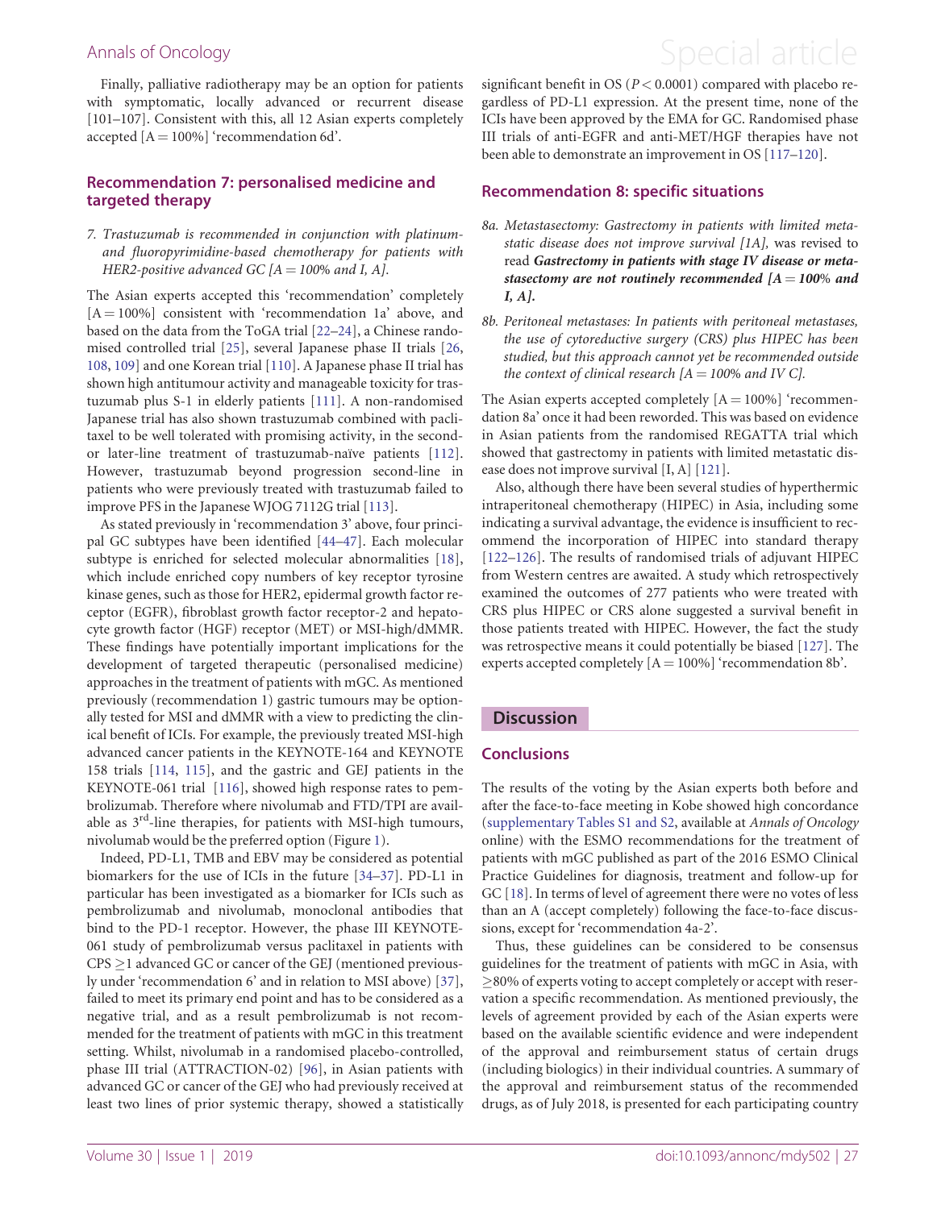Finally, palliative radiotherapy may be an option for patients with symptomatic, locally advanced or recurrent disease [101–107]. Consistent with this, all 12 Asian experts completely accepted [A = 100%] 'recommendation 6d'.

## Recommendation 7: personalised medicine and targeted therapy

*7. Trastuzumab is recommended in conjunction with platinum- and fluoropyrimidine-based chemotherapy for patients with HER2-positive advanced GC [A = 100% and I, A].*

The Asian experts accepted this 'recommendation' completely [A = 100%] consistent with 'recommendation 1a' above, and based on the data from the ToGA trial [22–24], a Chinese randomised controlled trial [25], several Japanese phase II trials [26, 108, 109] and one Korean trial [110]. A Japanese phase II trial has shown high antitumour activity and manageable toxicity for trastuzumab plus S-1 in elderly patients [111]. A non-randomised Japanese trial has also shown trastuzumab combined with paclitaxel to be well tolerated with promising activity, in the second- or later-line treatment of trastuzumab-naïve patients [112]. However, trastuzumab beyond progression second-line in patients who were previously treated with trastuzumab failed to improve PFS in the Japanese WJOG 7112G trial [113].

As stated previously in 'recommendation 3' above, four principal GC subtypes have been identified [44–47]. Each molecular subtype is enriched for selected molecular abnormalities [18], which include enriched copy numbers of key receptor tyrosine kinase genes, such as those for HER2, epidermal growth factor receptor (EGFR), fibroblast growth factor receptor-2 and hepatocyte growth factor (HGF) receptor (MET) or MSI-high/dMMR. These findings have potentially important implications for the development of targeted therapeutic (personalised medicine) approaches in the treatment of patients with mGC. As mentioned previously (recommendation 1) gastric tumours may be optionally tested for MSI and dMMR with a view to predicting the clinical benefit of ICIs. For example, the previously treated MSI-high advanced cancer patients in the KEYNOTE-164 and KEYNOTE 158 trials [114, 115], and the gastric and GEJ patients in the KEYNOTE-061 trial [116], showed high response rates to pembrolizumab. Therefore where nivolumab and FTD/TPI are available as 3rd-line therapies, for patients with MSI-high tumours, nivolumab would be the preferred option (Figure 1).

Indeed, PD-L1, TMB and EBV may be considered as potential biomarkers for the use of ICIs in the future [34–37]. PD-L1 in particular has been investigated as a biomarker for ICIs such as pembrolizumab and nivolumab, monoclonal antibodies that bind to the PD-1 receptor. However, the phase III KEYNOTE-061 study of pembrolizumab versus paclitaxel in patients with CPS ≥1 advanced GC or cancer of the GEJ (mentioned previously under 'recommendation 6' and in relation to MSI above) [37], failed to meet its primary end point and has to be considered as a negative trial, and as a result pembrolizumab is not recommended for the treatment of patients with mGC in this treatment setting. Whilst, nivolumab in a randomised placebo-controlled, phase III trial (ATTRACTION-02) [96], in Asian patients with advanced GC or cancer of the GEJ who had previously received at least two lines of prior systemic therapy, showed a statistically significant benefit in OS ($P < 0.0001$) compared with placebo regardless of PD-L1 expression. At the present time, none of the ICIs have been approved by the EMA for GC. Randomised phase III trials of anti-EGFR and anti-MET/HGF therapies have not been able to demonstrate an improvement in OS [117–120].

## Recommendation 8: specific situations

*8a. Metastasectomy: Gastrectomy in patients with limited metastatic disease does not improve survival [1A],* was revised to read ***Gastrectomy in patients with stage IV disease or metastasectomy are not routinely recommended [A = 100% and I, A].***

*8b. Peritoneal metastases: In patients with peritoneal metastases, the use of cytoreductive surgery (CRS) plus HIPEC has been studied, but this approach cannot yet be recommended outside the context of clinical research [A = 100% and IV C].*

The Asian experts accepted completely [A = 100%] 'recommendation 8a' once it had been reworded. This was based on evidence in Asian patients from the randomised REGATTA trial which showed that gastrectomy in patients with limited metastatic disease does not improve survival [I, A] [121].

Also, although there have been several studies of hyperthermic intraperitoneal chemotherapy (HIPEC) in Asia, including some indicating a survival advantage, the evidence is insufficient to recommend the incorporation of HIPEC into standard therapy [122–126]. The results of randomised trials of adjuvant HIPEC from Western centres are awaited. A study which retrospectively examined the outcomes of 277 patients who were treated with CRS plus HIPEC or CRS alone suggested a survival benefit in those patients treated with HIPEC. However, the fact the study was retrospective means it could potentially be biased [127]. The experts accepted completely [A = 100%] 'recommendation 8b'.

# Discussion

## Conclusions

The results of the voting by the Asian experts both before and after the face-to-face meeting in Kobe showed high concordance (supplementary Tables S1 and S2, available at *Annals of Oncology* online) with the ESMO recommendations for the treatment of patients with mGC published as part of the 2016 ESMO Clinical Practice Guidelines for diagnosis, treatment and follow-up for GC [18]. In terms of level of agreement there were no votes of less than an A (accept completely) following the face-to-face discussions, except for 'recommendation 4a-2'.

Thus, these guidelines can be considered to be consensus guidelines for the treatment of patients with mGC in Asia, with ≥80% of experts voting to accept completely or accept with reservation a specific recommendation. As mentioned previously, the levels of agreement provided by each of the Asian experts were based on the available scientific evidence and were independent of the approval and reimbursement status of certain drugs (including biologics) in their individual countries. A summary of the approval and reimbursement status of the recommended drugs, as of July 2018, is presented for each participating country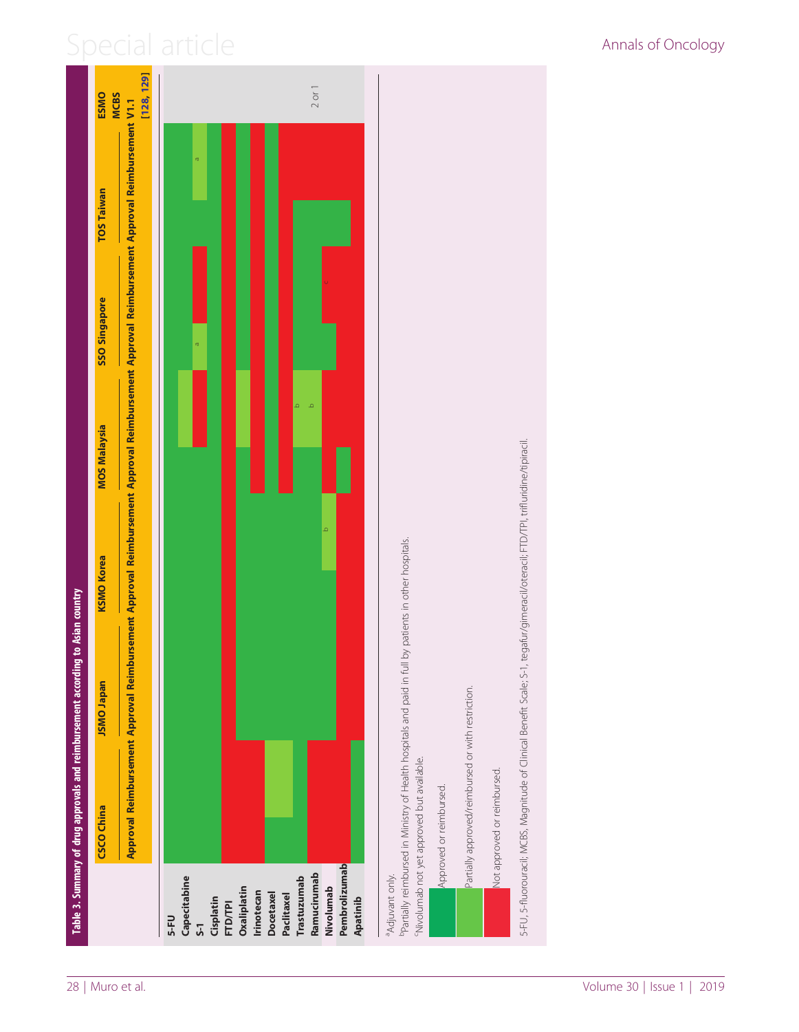**Table 3. Summary of drug approvals and reimbursement according to Asian country**

| | CSCO China | | JSMO Japan | | KSMO Korea | | MOS Malaysia | | SSO Singapore | | TOS Taiwan | | ESMO MCBS V1.1 [128, 129] |
|---|---|---|---|---|---|---|---|---|---|---|---|---|---|
| | Approval | Reimbursement | Approval | Reimbursement | Approval | Reimbursement | Approval | Reimbursement | Approval | Reimbursement | Approval | Reimbursement | |
| 5-FU | Approved | Approved | Approved | Approved | Approved | Approved | Approved | Approved | Approved | Approved | Approved | Approved | |
| Capecitabine | Approved | Approved | Approved | Approved | Approved | Approved | Approved | Partial | Approved | Approved | Approved | Approved | |
| S-1 | Approved | Approved | Approved | Approved | Approved | Approved | Approved | Not approved | Partial [a] | Not approved | Approved | Partial [a] | |
| Cisplatin | Approved | Approved | Approved | Approved | Approved | Approved | Approved | Approved | Approved | Approved | Approved | Approved | |
| FTD/TPI | Not approved | Not approved | Not approved | Not approved | Not approved | Not approved | Not approved | Not approved | Not approved | Not approved | Not approved | Not approved | |
| Oxaliplatin | Not approved | Not approved | Approved | Approved | Approved | Approved | Approved | Partial | Approved | Approved | Approved | Approved | |
| Irinotecan | Not approved | Not approved | Approved | Approved | Approved | Approved | Not approved | Not approved | Not approved | Not approved | Not approved | Not approved | |
| Docetaxel | Approved | Partial | Approved | Approved | Approved | Approved | Approved | Approved | Approved | Approved | Approved | Approved | |
| Paclitaxel | Partial | Partial | Approved | Approved | Approved | Approved | Not approved | Not approved | Not approved | Not approved | Not approved | Not approved | |
| Trastuzumab | Approved | Approved | Approved | Approved | Approved | Approved | Approved | Partial [b] | Approved | Approved | Approved | Not approved | |
| Ramucirumab | Not approved | Not approved | Approved | Approved | Approved | Approved | Approved | Partial [b] | Approved | Approved | Approved | Not approved | 2 or 1 |
| Nivolumab | Not approved | Not approved | Approved | Approved | Approved | Partial [b] | Not approved | Not approved | Approved | Not approved [c] | Approved | Not approved | |
| Pembrolizumab | Not approved | Not approved | Not approved | Not approved | Not approved | Not approved | Approved | Not approved | Not approved | Not approved | Approved | Not approved | |
| Apatinib | Approved | Approved | Not approved | Not approved | Not approved | Not approved | Not approved | Not approved | Not approved | Not approved | Not approved | Not approved | |

[a]Adjuvant only.
[b]Partially reimbursed in Ministry of Health hospitals and paid in full by patients in other hospitals.
[c]Nivolumab not yet approved but available.

Approved = Approved or reimbursed.
Partial = Partially approved/reimbursed or with restriction.
Not approved = Not approved or reimbursed.

5-FU, 5-fluorouracil; MCBS, Magnitude of Clinical Benefit Scale; S-1, tegafur/gimeracil/oteracil; FTD/TPI, trifluridine/tipiracil.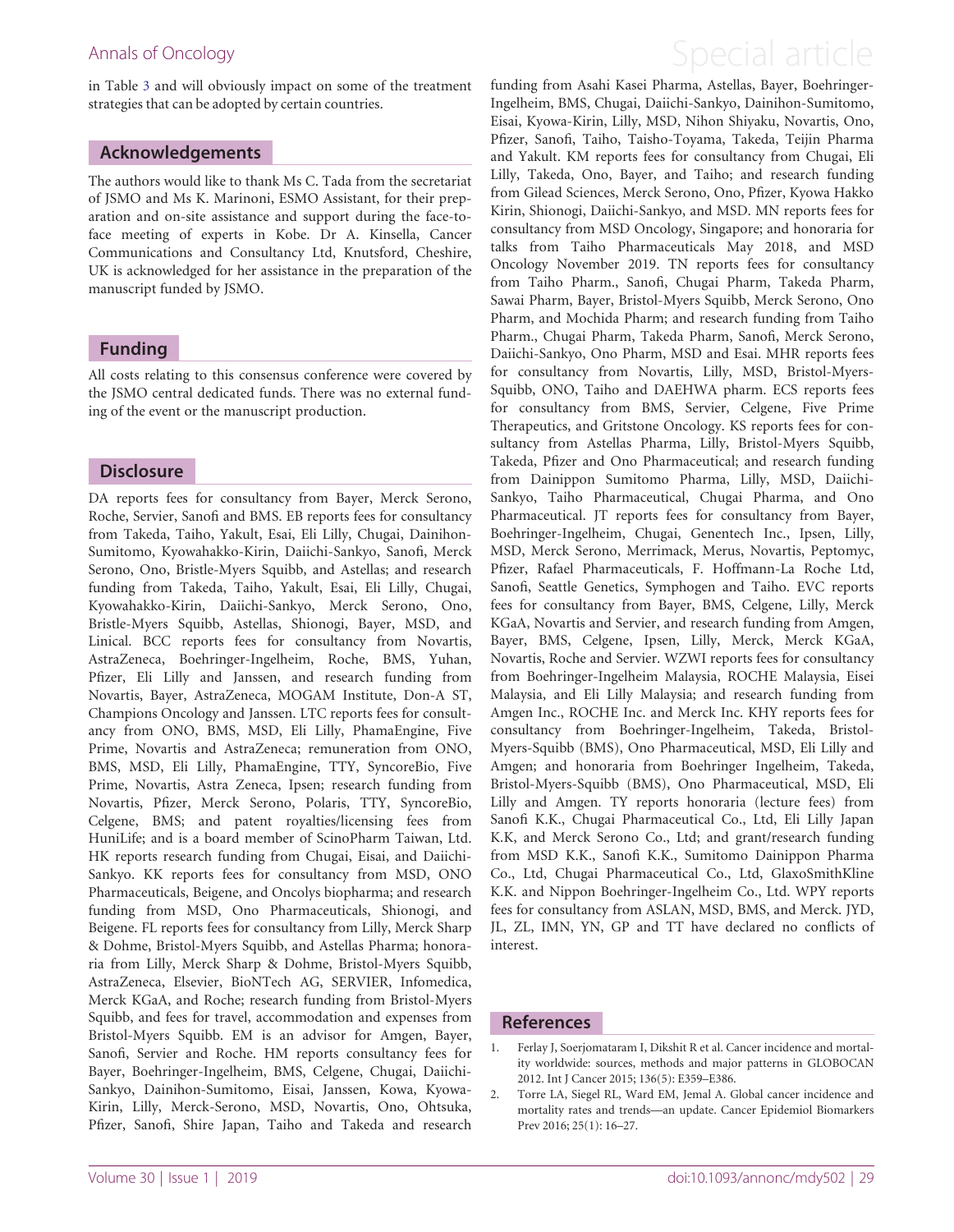in Table 3 and will obviously impact on some of the treatment strategies that can be adopted by certain countries.

## Acknowledgements

The authors would like to thank Ms C. Tada from the secretariat of JSMO and Ms K. Marinoni, ESMO Assistant, for their preparation and on-site assistance and support during the face-to-face meeting of experts in Kobe. Dr A. Kinsella, Cancer Communications and Consultancy Ltd, Knutsford, Cheshire, UK is acknowledged for her assistance in the preparation of the manuscript funded by JSMO.

## Funding

All costs relating to this consensus conference were covered by the JSMO central dedicated funds. There was no external funding of the event or the manuscript production.

## Disclosure

DA reports fees for consultancy from Bayer, Merck Serono, Roche, Servier, Sanofi and BMS. EB reports fees for consultancy from Takeda, Taiho, Yakult, Esai, Eli Lilly, Chugai, Dainihon-Sumitomo, Kyowahakko-Kirin, Daiichi-Sankyo, Sanofi, Merck Serono, Ono, Bristle-Myers Squibb, and Astellas; and research funding from Takeda, Taiho, Yakult, Esai, Eli Lilly, Chugai, Kyowahakko-Kirin, Daiichi-Sankyo, Merck Serono, Ono, Bristle-Myers Squibb, Astellas, Shionogi, Bayer, MSD, and Linical. BCC reports fees for consultancy from Novartis, AstraZeneca, Boehringer-Ingelheim, Roche, BMS, Yuhan, Pfizer, Eli Lilly and Janssen, and research funding from Novartis, Bayer, AstraZeneca, MOGAM Institute, Don-A ST, Champions Oncology and Janssen. LTC reports fees for consultancy from ONO, BMS, MSD, Eli Lilly, PhamaEngine, Five Prime, Novartis and AstraZeneca; remuneration from ONO, BMS, MSD, Eli Lilly, PhamaEngine, TTY, SyncoreBio, Five Prime, Novartis, Astra Zeneca, Ipsen; research funding from Novartis, Pfizer, Merck Serono, Polaris, TTY, SyncoreBio, Celgene, BMS; and patent royalties/licensing fees from HuniLife; and is a board member of ScinoPharm Taiwan, Ltd. HK reports research funding from Chugai, Eisai, and Daiichi-Sankyo. KK reports fees for consultancy from MSD, ONO Pharmaceuticals, Beigene, and Oncolys biopharma; and research funding from MSD, Ono Pharmaceuticals, Shionogi, and Beigene. FL reports fees for consultancy from Lilly, Merck Sharp & Dohme, Bristol-Myers Squibb, and Astellas Pharma; honoraria from Lilly, Merck Sharp & Dohme, Bristol-Myers Squibb, AstraZeneca, Elsevier, BioNTech AG, SERVIER, Infomedica, Merck KGaA, and Roche; research funding from Bristol-Myers Squibb, and fees for travel, accommodation and expenses from Bristol-Myers Squibb. EM is an advisor for Amgen, Bayer, Sanofi, Servier and Roche. HM reports consultancy fees for Bayer, Boehringer-Ingelheim, BMS, Celgene, Chugai, Daiichi-Sankyo, Dainihon-Sumitomo, Eisai, Janssen, Kowa, Kyowa-Kirin, Lilly, Merck-Serono, MSD, Novartis, Ono, Ohtsuka, Pfizer, Sanofi, Shire Japan, Taiho and Takeda and research funding from Asahi Kasei Pharma, Astellas, Bayer, Boehringer-Ingelheim, BMS, Chugai, Daiichi-Sankyo, Dainihon-Sumitomo, Eisai, Kyowa-Kirin, Lilly, MSD, Nihon Shiyaku, Novartis, Ono, Pfizer, Sanofi, Taiho, Taisho-Toyama, Takeda, Teijin Pharma and Yakult. KM reports fees for consultancy from Chugai, Eli Lilly, Takeda, Ono, Bayer, and Taiho; and research funding from Gilead Sciences, Merck Serono, Ono, Pfizer, Kyowa Hakko Kirin, Shionogi, Daiichi-Sankyo, and MSD. MN reports fees for consultancy from MSD Oncology, Singapore; and honoraria for talks from Taiho Pharmaceuticals May 2018, and MSD Oncology November 2019. TN reports fees for consultancy from Taiho Pharm., Sanofi, Chugai Pharm, Takeda Pharm, Sawai Pharm, Bayer, Bristol-Myers Squibb, Merck Serono, Ono Pharm, and Mochida Pharm; and research funding from Taiho Pharm., Chugai Pharm, Takeda Pharm, Sanofi, Merck Serono, Daiichi-Sankyo, Ono Pharm, MSD and Esai. MHR reports fees for consultancy from Novartis, Lilly, MSD, Bristol-Myers-Squibb, ONO, Taiho and DAEHWA pharm. ECS reports fees for consultancy from BMS, Servier, Celgene, Five Prime Therapeutics, and Gritstone Oncology. KS reports fees for consultancy from Astellas Pharma, Lilly, Bristol-Myers Squibb, Takeda, Pfizer and Ono Pharmaceutical; and research funding from Dainippon Sumitomo Pharma, Lilly, MSD, Daiichi-Sankyo, Taiho Pharmaceutical, Chugai Pharma, and Ono Pharmaceutical. JT reports fees for consultancy from Bayer, Boehringer-Ingelheim, Chugai, Genentech Inc., Ipsen, Lilly, MSD, Merck Serono, Merrimack, Merus, Novartis, Peptomyc, Pfizer, Rafael Pharmaceuticals, F. Hoffmann-La Roche Ltd, Sanofi, Seattle Genetics, Symphogen and Taiho. EVC reports fees for consultancy from Bayer, BMS, Celgene, Lilly, Merck KGaA, Novartis and Servier, and research funding from Amgen, Bayer, BMS, Celgene, Ipsen, Lilly, Merck, Merck KGaA, Novartis, Roche and Servier. WZWI reports fees for consultancy from Boehringer-Ingelheim Malaysia, ROCHE Malaysia, Eisei Malaysia, and Eli Lilly Malaysia; and research funding from Amgen Inc., ROCHE Inc. and Merck Inc. KHY reports fees for consultancy from Boehringer-Ingelheim, Takeda, Bristol-Myers-Squibb (BMS), Ono Pharmaceutical, MSD, Eli Lilly and Amgen; and honoraria from Boehringer Ingelheim, Takeda, Bristol-Myers-Squibb (BMS), Ono Pharmaceutical, MSD, Eli Lilly and Amgen. TY reports honoraria (lecture fees) from Sanofi K.K., Chugai Pharmaceutical Co., Ltd, Eli Lilly Japan K.K, and Merck Serono Co., Ltd; and grant/research funding from MSD K.K., Sanofi K.K., Sumitomo Dainippon Pharma Co., Ltd, Chugai Pharmaceutical Co., Ltd, GlaxoSmithKline K.K. and Nippon Boehringer-Ingelheim Co., Ltd. WPY reports fees for consultancy from ASLAN, MSD, BMS, and Merck. JYD, JL, ZL, IMN, YN, GP and TT have declared no conflicts of interest.

## References

1. Ferlay J, Soerjomataram I, Dikshit R et al. Cancer incidence and mortality worldwide: sources, methods and major patterns in GLOBOCAN 2012. Int J Cancer 2015; 136(5): E359–E386.
2. Torre LA, Siegel RL, Ward EM, Jemal A. Global cancer incidence and mortality rates and trends—an update. Cancer Epidemiol Biomarkers Prev 2016; 25(1): 16–27.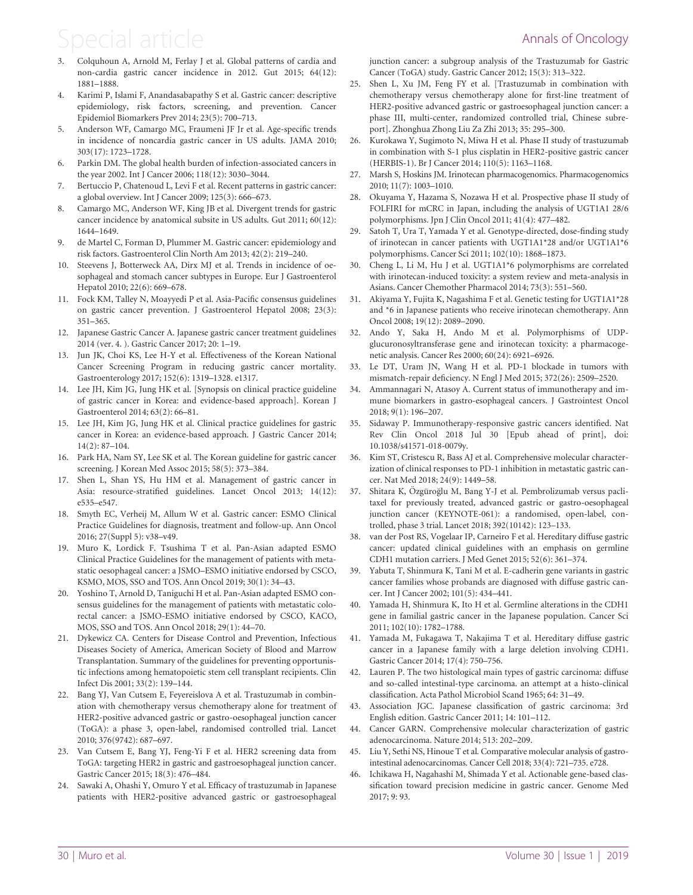3. Colquhoun A, Arnold M, Ferlay J et al. Global patterns of cardia and non-cardia gastric cancer incidence in 2012. Gut 2015; 64(12): 1881–1888.
4. Karimi P, Islami F, Anandasabapathy S et al. Gastric cancer: descriptive epidemiology, risk factors, screening, and prevention. Cancer Epidemiol Biomarkers Prev 2014; 23(5): 700–713.
5. Anderson WF, Camargo MC, Fraumeni JF Jr et al. Age-specific trends in incidence of noncardia gastric cancer in US adults. JAMA 2010; 303(17): 1723–1728.
6. Parkin DM. The global health burden of infection-associated cancers in the year 2002. Int J Cancer 2006; 118(12): 3030–3044.
7. Bertuccio P, Chatenoud L, Levi F et al. Recent patterns in gastric cancer: a global overview. Int J Cancer 2009; 125(3): 666–673.
8. Camargo MC, Anderson WF, King JB et al. Divergent trends for gastric cancer incidence by anatomical subsite in US adults. Gut 2011; 60(12): 1644–1649.
9. de Martel C, Forman D, Plummer M. Gastric cancer: epidemiology and risk factors. Gastroenterol Clin North Am 2013; 42(2): 219–240.
10. Steevens J, Botterweck AA, Dirx MJ et al. Trends in incidence of oesophageal and stomach cancer subtypes in Europe. Eur J Gastroenterol Hepatol 2010; 22(6): 669–678.
11. Fock KM, Talley N, Moayyedi P et al. Asia-Pacific consensus guidelines on gastric cancer prevention. J Gastroenterol Hepatol 2008; 23(3): 351–365.
12. Japanese Gastric Cancer A. Japanese gastric cancer treatment guidelines 2014 (ver. 4. ). Gastric Cancer 2017; 20: 1–19.
13. Jun JK, Choi KS, Lee H-Y et al. Effectiveness of the Korean National Cancer Screening Program in reducing gastric cancer mortality. Gastroenterology 2017; 152(6): 1319–1328. e1317.
14. Lee JH, Kim JG, Jung HK et al. [Synopsis on clinical practice guideline of gastric cancer in Korea: and evidence-based approach]. Korean J Gastroenterol 2014; 63(2): 66–81.
15. Lee JH, Kim JG, Jung HK et al. Clinical practice guidelines for gastric cancer in Korea: an evidence-based approach. J Gastric Cancer 2014; 14(2): 87–104.
16. Park HA, Nam SY, Lee SK et al. The Korean guideline for gastric cancer screening. J Korean Med Assoc 2015; 58(5): 373–384.
17. Shen L, Shan YS, Hu HM et al. Management of gastric cancer in Asia: resource-stratified guidelines. Lancet Oncol 2013; 14(12): e535–e547.
18. Smyth EC, Verheij M, Allum W et al. Gastric cancer: ESMO Clinical Practice Guidelines for diagnosis, treatment and follow-up. Ann Oncol 2016; 27(Suppl 5): v38–v49.
19. Muro K, Lordick F. Tsushima T et al. Pan-Asian adapted ESMO Clinical Practice Guidelines for the management of patients with metastatic oesophageal cancer: a JSMO–ESMO initiative endorsed by CSCO, KSMO, MOS, SSO and TOS. Ann Oncol 2019; 30(1): 34–43.
20. Yoshino T, Arnold D, Taniguchi H et al. Pan-Asian adapted ESMO consensus guidelines for the management of patients with metastatic colorectal cancer: a JSMO-ESMO initiative endorsed by CSCO, KACO, MOS, SSO and TOS. Ann Oncol 2018; 29(1): 44–70.
21. Dykewicz CA. Centers for Disease Control and Prevention, Infectious Diseases Society of America, American Society of Blood and Marrow Transplantation. Summary of the guidelines for preventing opportunistic infections among hematopoietic stem cell transplant recipients. Clin Infect Dis 2001; 33(2): 139–144.
22. Bang YJ, Van Cutsem E, Feyereislova A et al. Trastuzumab in combination with chemotherapy versus chemotherapy alone for treatment of HER2-positive advanced gastric or gastro-oesophageal junction cancer (ToGA): a phase 3, open-label, randomised controlled trial. Lancet 2010; 376(9742): 687–697.
23. Van Cutsem E, Bang YJ, Feng-Yi F et al. HER2 screening data from ToGA: targeting HER2 in gastric and gastroesophageal junction cancer. Gastric Cancer 2015; 18(3): 476–484.
24. Sawaki A, Ohashi Y, Omuro Y et al. Efficacy of trastuzumab in Japanese patients with HER2-positive advanced gastric or gastroesophageal junction cancer: a subgroup analysis of the Trastuzumab for Gastric Cancer (ToGA) study. Gastric Cancer 2012; 15(3): 313–322.
25. Shen L, Xu JM, Feng FY et al. [Trastuzumab in combination with chemotherapy versus chemotherapy alone for first-line treatment of HER2-positive advanced gastric or gastroesophageal junction cancer: a phase III, multi-center, randomized controlled trial, Chinese subreport]. Zhonghua Zhong Liu Za Zhi 2013; 35: 295–300.
26. Kurokawa Y, Sugimoto N, Miwa H et al. Phase II study of trastuzumab in combination with S-1 plus cisplatin in HER2-positive gastric cancer (HERBIS-1). Br J Cancer 2014; 110(5): 1163–1168.
27. Marsh S, Hoskins JM. Irinotecan pharmacogenomics. Pharmacogenomics 2010; 11(7): 1003–1010.
28. Okuyama Y, Hazama S, Nozawa H et al. Prospective phase II study of FOLFIRI for mCRC in Japan, including the analysis of UGT1A1 28/6 polymorphisms. Jpn J Clin Oncol 2011; 41(4): 477–482.
29. Satoh T, Ura T, Yamada Y et al. Genotype-directed, dose-finding study of irinotecan in cancer patients with UGT1A1*28 and/or UGT1A1*6 polymorphisms. Cancer Sci 2011; 102(10): 1868–1873.
30. Cheng L, Li M, Hu J et al. UGT1A1*6 polymorphisms are correlated with irinotecan-induced toxicity: a system review and meta-analysis in Asians. Cancer Chemother Pharmacol 2014; 73(3): 551–560.
31. Akiyama Y, Fujita K, Nagashima F et al. Genetic testing for UGT1A1*28 and *6 in Japanese patients who receive irinotecan chemotherapy. Ann Oncol 2008; 19(12): 2089–2090.
32. Ando Y, Saka H, Ando M et al. Polymorphisms of UDP-glucuronosyltransferase gene and irinotecan toxicity: a pharmacogenetic analysis. Cancer Res 2000; 60(24): 6921–6926.
33. Le DT, Uram JN, Wang H et al. PD-1 blockade in tumors with mismatch-repair deficiency. N Engl J Med 2015; 372(26): 2509–2520.
34. Ammannagari N, Atasoy A. Current status of immunotherapy and immune biomarkers in gastro-esophageal cancers. J Gastrointest Oncol 2018; 9(1): 196–207.
35. Sidaway P. Immunotherapy-responsive gastric cancers identified. Nat Rev Clin Oncol 2018 Jul 30 [Epub ahead of print], doi: 10.1038/s41571-018-0079y.
36. Kim ST, Cristescu R, Bass AJ et al. Comprehensive molecular characterization of clinical responses to PD-1 inhibition in metastatic gastric cancer. Nat Med 2018; 24(9): 1449–58.
37. Shitara K, Özgüroğlu M, Bang Y-J et al. Pembrolizumab versus paclitaxel for previously treated, advanced gastric or gastro-oesophageal junction cancer (KEYNOTE-061): a randomised, open-label, controlled, phase 3 trial. Lancet 2018; 392(10142): 123–133.
38. van der Post RS, Vogelaar IP, Carneiro F et al. Hereditary diffuse gastric cancer: updated clinical guidelines with an emphasis on germline CDH1 mutation carriers. J Med Genet 2015; 52(6): 361–374.
39. Yabuta T, Shinmura K, Tani M et al. E-cadherin gene variants in gastric cancer families whose probands are diagnosed with diffuse gastric cancer. Int J Cancer 2002; 101(5): 434–441.
40. Yamada H, Shinmura K, Ito H et al. Germline alterations in the CDH1 gene in familial gastric cancer in the Japanese population. Cancer Sci 2011; 102(10): 1782–1788.
41. Yamada M, Fukagawa T, Nakajima T et al. Hereditary diffuse gastric cancer in a Japanese family with a large deletion involving CDH1. Gastric Cancer 2014; 17(4): 750–756.
42. Lauren P. The two histological main types of gastric carcinoma: diffuse and so-called intestinal-type carcinoma. an attempt at a histo-clinical classification. Acta Pathol Microbiol Scand 1965; 64: 31–49.
43. Association JGC. Japanese classification of gastric carcinoma: 3rd English edition. Gastric Cancer 2011; 14: 101–112.
44. Cancer GARN. Comprehensive molecular characterization of gastric adenocarcinoma. Nature 2014; 513: 202–209.
45. Liu Y, Sethi NS, Hinoue T et al. Comparative molecular analysis of gastrointestinal adenocarcinomas. Cancer Cell 2018; 33(4): 721–735. e728.
46. Ichikawa H, Nagahashi M, Shimada Y et al. Actionable gene-based classification toward precision medicine in gastric cancer. Genome Med 2017; 9: 93.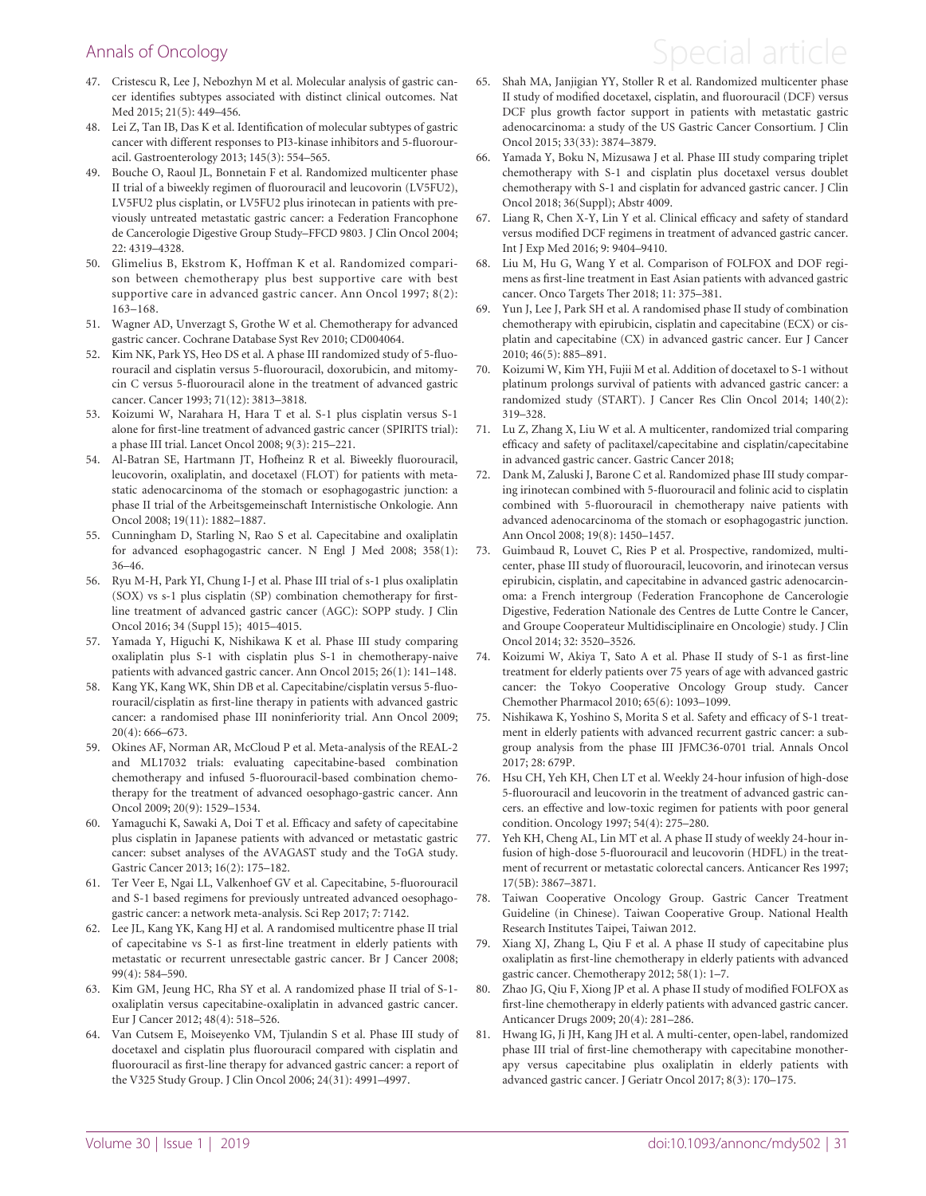47. Cristescu R, Lee J, Nebozhyn M et al. Molecular analysis of gastric cancer identifies subtypes associated with distinct clinical outcomes. Nat Med 2015; 21(5): 449–456.
48. Lei Z, Tan IB, Das K et al. Identification of molecular subtypes of gastric cancer with different responses to PI3-kinase inhibitors and 5-fluorouracil. Gastroenterology 2013; 145(3): 554–565.
49. Bouche O, Raoul JL, Bonnetain F et al. Randomized multicenter phase II trial of a biweekly regimen of fluorouracil and leucovorin (LV5FU2), LV5FU2 plus cisplatin, or LV5FU2 plus irinotecan in patients with previously untreated metastatic gastric cancer: a Federation Francophone de Cancerologie Digestive Group Study–FFCD 9803. J Clin Oncol 2004; 22: 4319–4328.
50. Glimelius B, Ekstrom K, Hoffman K et al. Randomized comparison between chemotherapy plus best supportive care with best supportive care in advanced gastric cancer. Ann Oncol 1997; 8(2): 163–168.
51. Wagner AD, Unverzagt S, Grothe W et al. Chemotherapy for advanced gastric cancer. Cochrane Database Syst Rev 2010; CD004064.
52. Kim NK, Park YS, Heo DS et al. A phase III randomized study of 5-fluorouracil and cisplatin versus 5-fluorouracil, doxorubicin, and mitomycin C versus 5-fluorouracil alone in the treatment of advanced gastric cancer. Cancer 1993; 71(12): 3813–3818.
53. Koizumi W, Narahara H, Hara T et al. S-1 plus cisplatin versus S-1 alone for first-line treatment of advanced gastric cancer (SPIRITS trial): a phase III trial. Lancet Oncol 2008; 9(3): 215–221.
54. Al-Batran SE, Hartmann JT, Hofheinz R et al. Biweekly fluorouracil, leucovorin, oxaliplatin, and docetaxel (FLOT) for patients with metastatic adenocarcinoma of the stomach or esophagogastric junction: a phase II trial of the Arbeitsgemeinschaft Internistische Onkologie. Ann Oncol 2008; 19(11): 1882–1887.
55. Cunningham D, Starling N, Rao S et al. Capecitabine and oxaliplatin for advanced esophagogastric cancer. N Engl J Med 2008; 358(1): 36–46.
56. Ryu M-H, Park YI, Chung I-J et al. Phase III trial of s-1 plus oxaliplatin (SOX) vs s-1 plus cisplatin (SP) combination chemotherapy for first-line treatment of advanced gastric cancer (AGC): SOPP study. J Clin Oncol 2016; 34 (Suppl 15); 4015–4015.
57. Yamada Y, Higuchi K, Nishikawa K et al. Phase III study comparing oxaliplatin plus S-1 with cisplatin plus S-1 in chemotherapy-naive patients with advanced gastric cancer. Ann Oncol 2015; 26(1): 141–148.
58. Kang YK, Kang WK, Shin DB et al. Capecitabine/cisplatin versus 5-fluorouracil/cisplatin as first-line therapy in patients with advanced gastric cancer: a randomised phase III noninferiority trial. Ann Oncol 2009; 20(4): 666–673.
59. Okines AF, Norman AR, McCloud P et al. Meta-analysis of the REAL-2 and ML17032 trials: evaluating capecitabine-based combination chemotherapy and infused 5-fluorouracil-based combination chemotherapy for the treatment of advanced oesophago-gastric cancer. Ann Oncol 2009; 20(9): 1529–1534.
60. Yamaguchi K, Sawaki A, Doi T et al. Efficacy and safety of capecitabine plus cisplatin in Japanese patients with advanced or metastatic gastric cancer: subset analyses of the AVAGAST study and the ToGA study. Gastric Cancer 2013; 16(2): 175–182.
61. Ter Veer E, Ngai LL, Valkenhoef GV et al. Capecitabine, 5-fluorouracil and S-1 based regimens for previously untreated advanced oesophagogastric cancer: a network meta-analysis. Sci Rep 2017; 7: 7142.
62. Lee JL, Kang YK, Kang HJ et al. A randomised multicentre phase II trial of capecitabine vs S-1 as first-line treatment in elderly patients with metastatic or recurrent unresectable gastric cancer. Br J Cancer 2008; 99(4): 584–590.
63. Kim GM, Jeung HC, Rha SY et al. A randomized phase II trial of S-1-oxaliplatin versus capecitabine-oxaliplatin in advanced gastric cancer. Eur J Cancer 2012; 48(4): 518–526.
64. Van Cutsem E, Moiseyenko VM, Tjulandin S et al. Phase III study of docetaxel and cisplatin plus fluorouracil compared with cisplatin and fluorouracil as first-line therapy for advanced gastric cancer: a report of the V325 Study Group. J Clin Oncol 2006; 24(31): 4991–4997.
65. Shah MA, Janjigian YY, Stoller R et al. Randomized multicenter phase II study of modified docetaxel, cisplatin, and fluorouracil (DCF) versus DCF plus growth factor support in patients with metastatic gastric adenocarcinoma: a study of the US Gastric Cancer Consortium. J Clin Oncol 2015; 33(33): 3874–3879.
66. Yamada Y, Boku N, Mizusawa J et al. Phase III study comparing triplet chemotherapy with S-1 and cisplatin plus docetaxel versus doublet chemotherapy with S-1 and cisplatin for advanced gastric cancer. J Clin Oncol 2018; 36(Suppl); Abstr 4009.
67. Liang R, Chen X-Y, Lin Y et al. Clinical efficacy and safety of standard versus modified DCF regimens in treatment of advanced gastric cancer. Int J Exp Med 2016; 9: 9404–9410.
68. Liu M, Hu G, Wang Y et al. Comparison of FOLFOX and DOF regimens as first-line treatment in East Asian patients with advanced gastric cancer. Onco Targets Ther 2018; 11: 375–381.
69. Yun J, Lee J, Park SH et al. A randomised phase II study of combination chemotherapy with epirubicin, cisplatin and capecitabine (ECX) or cisplatin and capecitabine (CX) in advanced gastric cancer. Eur J Cancer 2010; 46(5): 885–891.
70. Koizumi W, Kim YH, Fujii M et al. Addition of docetaxel to S-1 without platinum prolongs survival of patients with advanced gastric cancer: a randomized study (START). J Cancer Res Clin Oncol 2014; 140(2): 319–328.
71. Lu Z, Zhang X, Liu W et al. A multicenter, randomized trial comparing efficacy and safety of paclitaxel/capecitabine and cisplatin/capecitabine in advanced gastric cancer. Gastric Cancer 2018;
72. Dank M, Zaluski J, Barone C et al. Randomized phase III study comparing irinotecan combined with 5-fluorouracil and folinic acid to cisplatin combined with 5-fluorouracil in chemotherapy naive patients with advanced adenocarcinoma of the stomach or esophagogastric junction. Ann Oncol 2008; 19(8): 1450–1457.
73. Guimbaud R, Louvet C, Ries P et al. Prospective, randomized, multicenter, phase III study of fluorouracil, leucovorin, and irinotecan versus epirubicin, cisplatin, and capecitabine in advanced gastric adenocarcinoma: a French intergroup (Federation Francophone de Cancerologie Digestive, Federation Nationale des Centres de Lutte Contre le Cancer, and Groupe Cooperateur Multidisciplinaire en Oncologie) study. J Clin Oncol 2014; 32: 3520–3526.
74. Koizumi W, Akiya T, Sato A et al. Phase II study of S-1 as first-line treatment for elderly patients over 75 years of age with advanced gastric cancer: the Tokyo Cooperative Oncology Group study. Cancer Chemother Pharmacol 2010; 65(6): 1093–1099.
75. Nishikawa K, Yoshino S, Morita S et al. Safety and efficacy of S-1 treatment in elderly patients with advanced recurrent gastric cancer: a subgroup analysis from the phase III JFMC36-0701 trial. Annals Oncol 2017; 28: 679P.
76. Hsu CH, Yeh KH, Chen LT et al. Weekly 24-hour infusion of high-dose 5-fluorouracil and leucovorin in the treatment of advanced gastric cancers. an effective and low-toxic regimen for patients with poor general condition. Oncology 1997; 54(4): 275–280.
77. Yeh KH, Cheng AL, Lin MT et al. A phase II study of weekly 24-hour infusion of high-dose 5-fluorouracil and leucovorin (HDFL) in the treatment of recurrent or metastatic colorectal cancers. Anticancer Res 1997; 17(5B): 3867–3871.
78. Taiwan Cooperative Oncology Group. Gastric Cancer Treatment Guideline (in Chinese). Taiwan Cooperative Group. National Health Research Institutes Taipei, Taiwan 2012.
79. Xiang XJ, Zhang L, Qiu F et al. A phase II study of capecitabine plus oxaliplatin as first-line chemotherapy in elderly patients with advanced gastric cancer. Chemotherapy 2012; 58(1): 1–7.
80. Zhao JG, Qiu F, Xiong JP et al. A phase II study of modified FOLFOX as first-line chemotherapy in elderly patients with advanced gastric cancer. Anticancer Drugs 2009; 20(4): 281–286.
81. Hwang IG, Ji JH, Kang JH et al. A multi-center, open-label, randomized phase III trial of first-line chemotherapy with capecitabine monotherapy versus capecitabine plus oxaliplatin in elderly patients with advanced gastric cancer. J Geriatr Oncol 2017; 8(3): 170–175.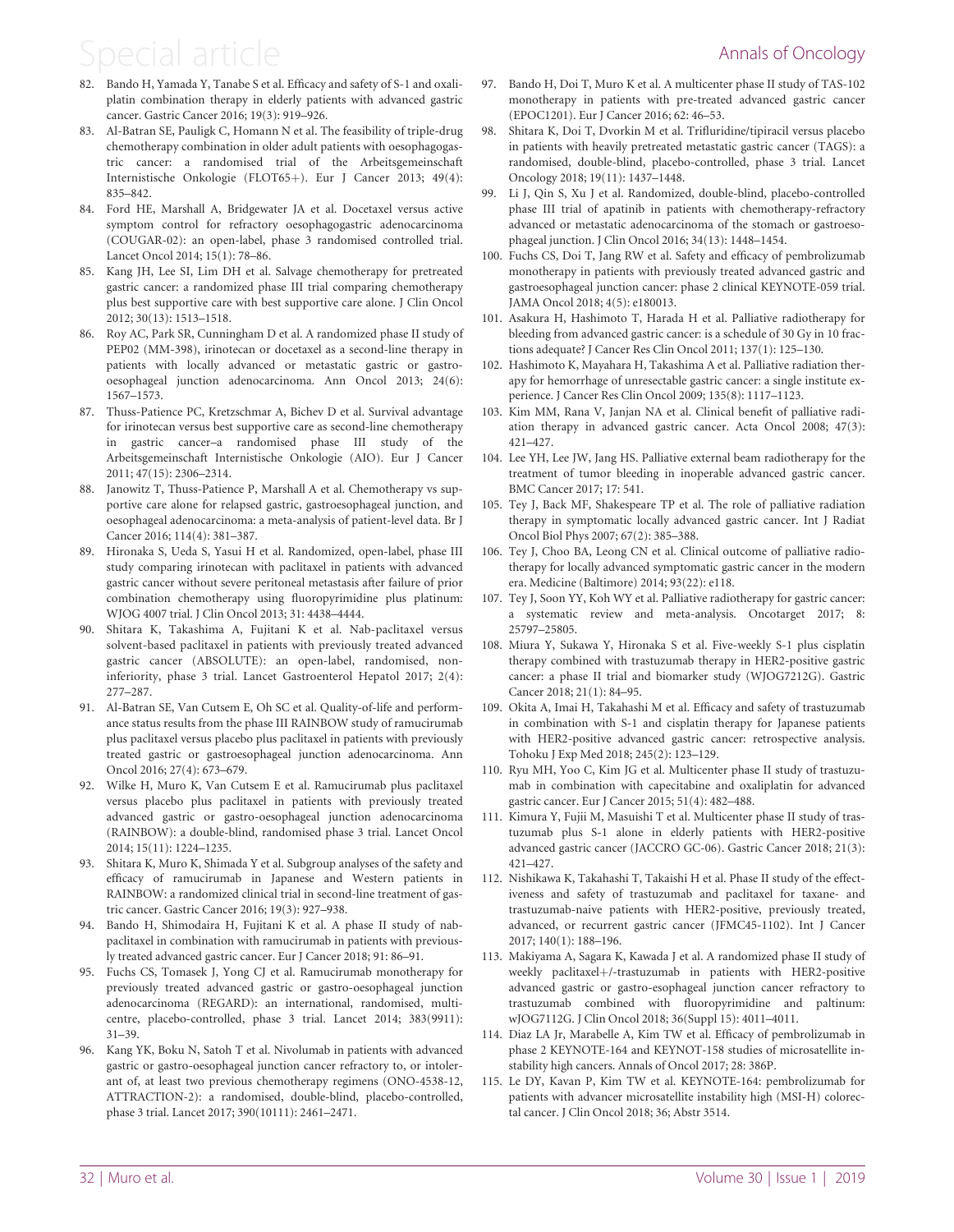82. Bando H, Yamada Y, Tanabe S et al. Efficacy and safety of S-1 and oxaliplatin combination therapy in elderly patients with advanced gastric cancer. Gastric Cancer 2016; 19(3): 919–926.
83. Al-Batran SE, Pauligk C, Homann N et al. The feasibility of triple-drug chemotherapy combination in older adult patients with oesophagogastric cancer: a randomised trial of the Arbeitsgemeinschaft Internistische Onkologie (FLOT65+). Eur J Cancer 2013; 49(4): 835–842.
84. Ford HE, Marshall A, Bridgewater JA et al. Docetaxel versus active symptom control for refractory oesophagogastric adenocarcinoma (COUGAR-02): an open-label, phase 3 randomised controlled trial. Lancet Oncol 2014; 15(1): 78–86.
85. Kang JH, Lee SI, Lim DH et al. Salvage chemotherapy for pretreated gastric cancer: a randomized phase III trial comparing chemotherapy plus best supportive care with best supportive care alone. J Clin Oncol 2012; 30(13): 1513–1518.
86. Roy AC, Park SR, Cunningham D et al. A randomized phase II study of PEP02 (MM-398), irinotecan or docetaxel as a second-line therapy in patients with locally advanced or metastatic gastric or gastro-oesophageal junction adenocarcinoma. Ann Oncol 2013; 24(6): 1567–1573.
87. Thuss-Patience PC, Kretzschmar A, Bichev D et al. Survival advantage for irinotecan versus best supportive care as second-line chemotherapy in gastric cancer–a randomised phase III study of the Arbeitsgemeinschaft Internistische Onkologie (AIO). Eur J Cancer 2011; 47(15): 2306–2314.
88. Janowitz T, Thuss-Patience P, Marshall A et al. Chemotherapy vs supportive care alone for relapsed gastric, gastroesophageal junction, and oesophageal adenocarcinoma: a meta-analysis of patient-level data. Br J Cancer 2016; 114(4): 381–387.
89. Hironaka S, Ueda S, Yasui H et al. Randomized, open-label, phase III study comparing irinotecan with paclitaxel in patients with advanced gastric cancer without severe peritoneal metastasis after failure of prior combination chemotherapy using fluoropyrimidine plus platinum: WJOG 4007 trial. J Clin Oncol 2013; 31: 4438–4444.
90. Shitara K, Takashima A, Fujitani K et al. Nab-paclitaxel versus solvent-based paclitaxel in patients with previously treated advanced gastric cancer (ABSOLUTE): an open-label, randomised, non-inferiority, phase 3 trial. Lancet Gastroenterol Hepatol 2017; 2(4): 277–287.
91. Al-Batran SE, Van Cutsem E, Oh SC et al. Quality-of-life and performance status results from the phase III RAINBOW study of ramucirumab plus paclitaxel versus placebo plus paclitaxel in patients with previously treated gastric or gastroesophageal junction adenocarcinoma. Ann Oncol 2016; 27(4): 673–679.
92. Wilke H, Muro K, Van Cutsem E et al. Ramucirumab plus paclitaxel versus placebo plus paclitaxel in patients with previously treated advanced gastric or gastro-oesophageal junction adenocarcinoma (RAINBOW): a double-blind, randomised phase 3 trial. Lancet Oncol 2014; 15(11): 1224–1235.
93. Shitara K, Muro K, Shimada Y et al. Subgroup analyses of the safety and efficacy of ramucirumab in Japanese and Western patients in RAINBOW: a randomized clinical trial in second-line treatment of gastric cancer. Gastric Cancer 2016; 19(3): 927–938.
94. Bando H, Shimodaira H, Fujitani K et al. A phase II study of nab-paclitaxel in combination with ramucirumab in patients with previously treated advanced gastric cancer. Eur J Cancer 2018; 91: 86–91.
95. Fuchs CS, Tomasek J, Yong CJ et al. Ramucirumab monotherapy for previously treated advanced gastric or gastro-oesophageal junction adenocarcinoma (REGARD): an international, randomised, multicentre, placebo-controlled, phase 3 trial. Lancet 2014; 383(9911): 31–39.
96. Kang YK, Boku N, Satoh T et al. Nivolumab in patients with advanced gastric or gastro-oesophageal junction cancer refractory to, or intolerant of, at least two previous chemotherapy regimens (ONO-4538-12, ATTRACTION-2): a randomised, double-blind, placebo-controlled, phase 3 trial. Lancet 2017; 390(10111): 2461–2471.
97. Bando H, Doi T, Muro K et al. A multicenter phase II study of TAS-102 monotherapy in patients with pre-treated advanced gastric cancer (EPOC1201). Eur J Cancer 2016; 62: 46–53.
98. Shitara K, Doi T, Dvorkin M et al. Trifluridine/tipiracil versus placebo in patients with heavily pretreated metastatic gastric cancer (TAGS): a randomised, double-blind, placebo-controlled, phase 3 trial. Lancet Oncology 2018; 19(11): 1437–1448.
99. Li J, Qin S, Xu J et al. Randomized, double-blind, placebo-controlled phase III trial of apatinib in patients with chemotherapy-refractory advanced or metastatic adenocarcinoma of the stomach or gastroesophageal junction. J Clin Oncol 2016; 34(13): 1448–1454.
100. Fuchs CS, Doi T, Jang RW et al. Safety and efficacy of pembrolizumab monotherapy in patients with previously treated advanced gastric and gastroesophageal junction cancer: phase 2 clinical KEYNOTE-059 trial. JAMA Oncol 2018; 4(5): e180013.
101. Asakura H, Hashimoto T, Harada H et al. Palliative radiotherapy for bleeding from advanced gastric cancer: is a schedule of 30 Gy in 10 fractions adequate? J Cancer Res Clin Oncol 2011; 137(1): 125–130.
102. Hashimoto K, Mayahara H, Takashima A et al. Palliative radiation therapy for hemorrhage of unresectable gastric cancer: a single institute experience. J Cancer Res Clin Oncol 2009; 135(8): 1117–1123.
103. Kim MM, Rana V, Janjan NA et al. Clinical benefit of palliative radiation therapy in advanced gastric cancer. Acta Oncol 2008; 47(3): 421–427.
104. Lee YH, Lee JW, Jang HS. Palliative external beam radiotherapy for the treatment of tumor bleeding in inoperable advanced gastric cancer. BMC Cancer 2017; 17: 541.
105. Tey J, Back MF, Shakespeare TP et al. The role of palliative radiation therapy in symptomatic locally advanced gastric cancer. Int J Radiat Oncol Biol Phys 2007; 67(2): 385–388.
106. Tey J, Choo BA, Leong CN et al. Clinical outcome of palliative radiotherapy for locally advanced symptomatic gastric cancer in the modern era. Medicine (Baltimore) 2014; 93(22): e118.
107. Tey J, Soon YY, Koh WY et al. Palliative radiotherapy for gastric cancer: a systematic review and meta-analysis. Oncotarget 2017; 8: 25797–25805.
108. Miura Y, Sukawa Y, Hironaka S et al. Five-weekly S-1 plus cisplatin therapy combined with trastuzumab therapy in HER2-positive gastric cancer: a phase II trial and biomarker study (WJOG7212G). Gastric Cancer 2018; 21(1): 84–95.
109. Okita A, Imai H, Takahashi M et al. Efficacy and safety of trastuzumab in combination with S-1 and cisplatin therapy for Japanese patients with HER2-positive advanced gastric cancer: retrospective analysis. Tohoku J Exp Med 2018; 245(2): 123–129.
110. Ryu MH, Yoo C, Kim JG et al. Multicenter phase II study of trastuzumab in combination with capecitabine and oxaliplatin for advanced gastric cancer. Eur J Cancer 2015; 51(4): 482–488.
111. Kimura Y, Fujii M, Masuishi T et al. Multicenter phase II study of trastuzumab plus S-1 alone in elderly patients with HER2-positive advanced gastric cancer (JACCRO GC-06). Gastric Cancer 2018; 21(3): 421–427.
112. Nishikawa K, Takahashi T, Takaishi H et al. Phase II study of the effectiveness and safety of trastuzumab and paclitaxel for taxane- and trastuzumab-naive patients with HER2-positive, previously treated, advanced, or recurrent gastric cancer (JFMC45-1102). Int J Cancer 2017; 140(1): 188–196.
113. Makiyama A, Sagara K, Kawada J et al. A randomized phase II study of weekly paclitaxel+/-trastuzumab in patients with HER2-positive advanced gastric or gastro-esophageal junction cancer refractory to trastuzumab combined with fluoropyrimidine and paltinum: wJOG7112G. J Clin Oncol 2018; 36(Suppl 15): 4011–4011.
114. Diaz LA Jr, Marabelle A, Kim TW et al. Efficacy of pembrolizumab in phase 2 KEYNOTE-164 and KEYNOT-158 studies of microsatellite instability high cancers. Annals of Oncol 2017; 28: 386P.
115. Le DY, Kavan P, Kim TW et al. KEYNOTE-164: pembrolizumab for patients with advancer microsatellite instability high (MSI-H) colorectal cancer. J Clin Oncol 2018; 36; Abstr 3514.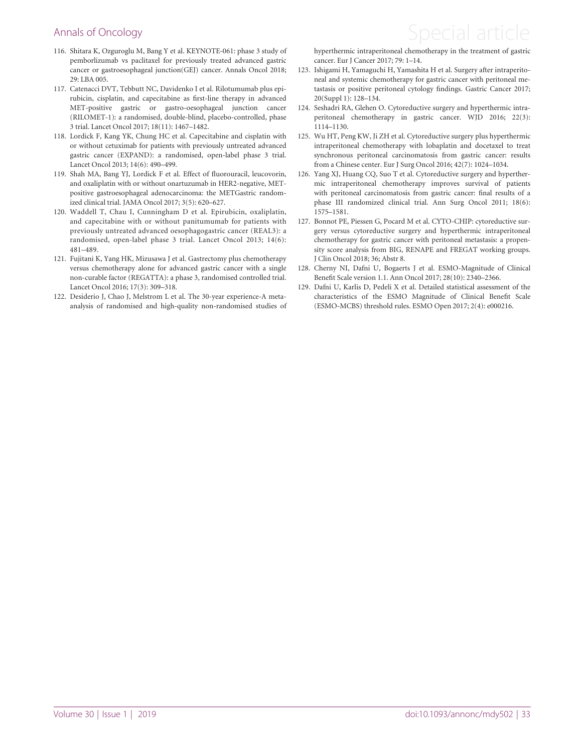116. Shitara K, Ozguroglu M, Bang Y et al. KEYNOTE-061: phase 3 study of pemborlizumab vs paclitaxel for previously treated advanced gastric cancer or gastroesophageal junction(GEJ) cancer. Annals Oncol 2018; 29: LBA 005.
117. Catenacci DVT, Tebbutt NC, Davidenko I et al. Rilotumumab plus epirubicin, cisplatin, and capecitabine as first-line therapy in advanced MET-positive gastric or gastro-oesophageal junction cancer (RILOMET-1): a randomised, double-blind, placebo-controlled, phase 3 trial. Lancet Oncol 2017; 18(11): 1467–1482.
118. Lordick F, Kang YK, Chung HC et al. Capecitabine and cisplatin with or without cetuximab for patients with previously untreated advanced gastric cancer (EXPAND): a randomised, open-label phase 3 trial. Lancet Oncol 2013; 14(6): 490–499.
119. Shah MA, Bang YJ, Lordick F et al. Effect of fluorouracil, leucovorin, and oxaliplatin with or without onartuzumab in HER2-negative, MET-positive gastroesophageal adenocarcinoma: the METGastric randomized clinical trial. JAMA Oncol 2017; 3(5): 620–627.
120. Waddell T, Chau I, Cunningham D et al. Epirubicin, oxaliplatin, and capecitabine with or without panitumumab for patients with previously untreated advanced oesophagogastric cancer (REAL3): a randomised, open-label phase 3 trial. Lancet Oncol 2013; 14(6): 481–489.
121. Fujitani K, Yang HK, Mizusawa J et al. Gastrectomy plus chemotherapy versus chemotherapy alone for advanced gastric cancer with a single non-curable factor (REGATTA): a phase 3, randomised controlled trial. Lancet Oncol 2016; 17(3): 309–318.
122. Desiderio J, Chao J, Melstrom L et al. The 30-year experience-A meta-analysis of randomised and high-quality non-randomised studies of hyperthermic intraperitoneal chemotherapy in the treatment of gastric cancer. Eur J Cancer 2017; 79: 1–14.
123. Ishigami H, Yamaguchi H, Yamashita H et al. Surgery after intraperitoneal and systemic chemotherapy for gastric cancer with peritoneal metastasis or positive peritoneal cytology findings. Gastric Cancer 2017; 20(Suppl 1): 128–134.
124. Seshadri RA, Glehen O. Cytoreductive surgery and hyperthermic intraperitoneal chemotherapy in gastric cancer. WJD 2016; 22(3): 1114–1130.
125. Wu HT, Peng KW, Ji ZH et al. Cytoreductive surgery plus hyperthermic intraperitoneal chemotherapy with lobaplatin and docetaxel to treat synchronous peritoneal carcinomatosis from gastric cancer: results from a Chinese center. Eur J Surg Oncol 2016; 42(7): 1024–1034.
126. Yang XJ, Huang CQ, Suo T et al. Cytoreductive surgery and hyperthermic intraperitoneal chemotherapy improves survival of patients with peritoneal carcinomatosis from gastric cancer: final results of a phase III randomized clinical trial. Ann Surg Oncol 2011; 18(6): 1575–1581.
127. Bonnot PE, Piessen G, Pocard M et al. CYTO-CHIP: cytoreductive surgery versus cytoreductive surgery and hyperthermic intraperitoneal chemotherapy for gastric cancer with peritoneal metastasis: a propensity score analysis from BIG, RENAPE and FREGAT working groups. J Clin Oncol 2018; 36; Abstr 8.
128. Cherny NI, Dafni U, Bogaerts J et al. ESMO-Magnitude of Clinical Benefit Scale version 1.1. Ann Oncol 2017; 28(10): 2340–2366.
129. Dafni U, Karlis D, Pedeli X et al. Detailed statistical assessment of the characteristics of the ESMO Magnitude of Clinical Benefit Scale (ESMO-MCBS) threshold rules. ESMO Open 2017; 2(4): e000216.